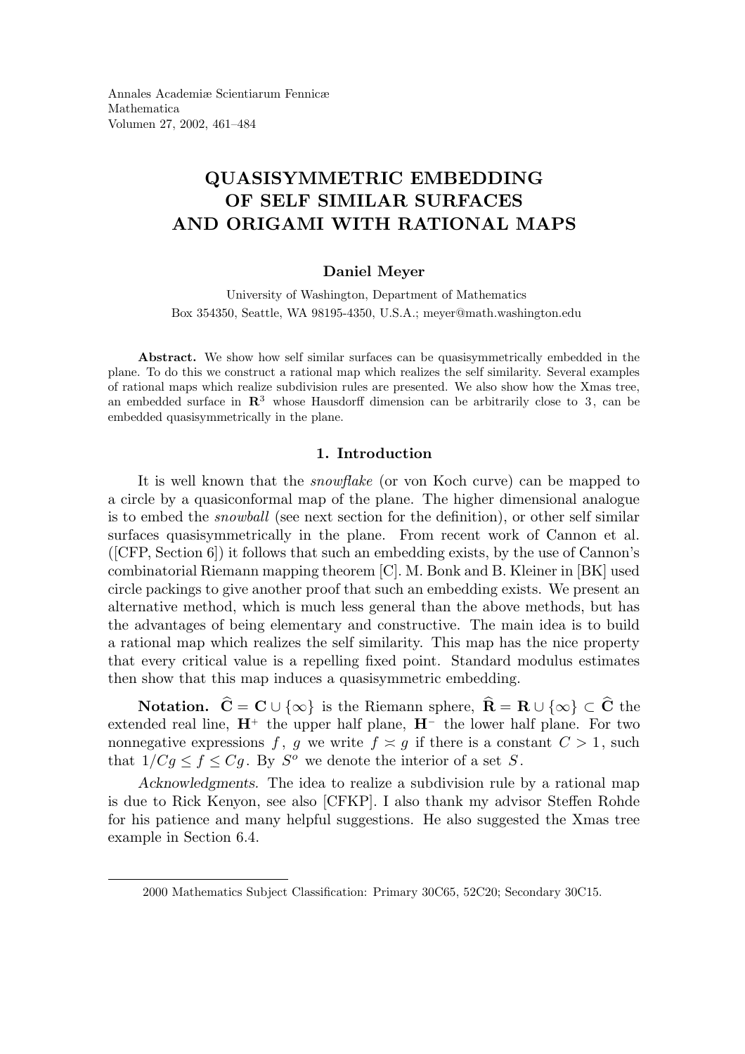Annales Academiæ Scientiarum Fennicæ
Mathematica
Volumen 27, 2002, 461–484

# QUASISYMMETRIC EMBEDDING OF SELF SIMILAR SURFACES AND ORIGAMI WITH RATIONAL MAPS

**Daniel Meyer**

University of Washington, Department of Mathematics
Box 354350, Seattle, WA 98195-4350, U.S.A.; meyer@math.washington.edu

**Abstract.** We show how self similar surfaces can be quasisymmetrically embedded in the plane. To do this we construct a rational map which realizes the self similarity. Several examples of rational maps which realize subdivision rules are presented. We also show how the Xmas tree, an embedded surface in $\mathbf{R}^3$ whose Hausdorff dimension can be arbitrarily close to 3, can be embedded quasisymmetrically in the plane.

## 1. Introduction

It is well known that the *snowflake* (or von Koch curve) can be mapped to a circle by a quasiconformal map of the plane. The higher dimensional analogue is to embed the *snowball* (see next section for the definition), or other self similar surfaces quasisymmetrically in the plane. From recent work of Cannon et al. ([CFP, Section 6]) it follows that such an embedding exists, by the use of Cannon's combinatorial Riemann mapping theorem [C]. M. Bonk and B. Kleiner in [BK] used circle packings to give another proof that such an embedding exists. We present an alternative method, which is much less general than the above methods, but has the advantages of being elementary and constructive. The main idea is to build a rational map which realizes the self similarity. This map has the nice property that every critical value is a repelling fixed point. Standard modulus estimates then show that this map induces a quasisymmetric embedding.

**Notation.** $\widehat{\mathbf{C}} = \mathbf{C} \cup \{\infty\}$ is the Riemann sphere, $\widehat{\mathbf{R}} = \mathbf{R} \cup \{\infty\} \subset \widehat{\mathbf{C}}$ the extended real line, $\mathbf{H}^+$ the upper half plane, $\mathbf{H}^-$ the lower half plane. For two nonnegative expressions $f$, $g$ we write $f \asymp g$ if there is a constant $C > 1$, such that $1/Cg \leq f \leq Cg$. By $S^o$ we denote the interior of a set $S$.

*Acknowledgments.* The idea to realize a subdivision rule by a rational map is due to Rick Kenyon, see also [CFKP]. I also thank my advisor Steffen Rohde for his patience and many helpful suggestions. He also suggested the Xmas tree example in Section 6.4.

2000 Mathematics Subject Classification: Primary 30C65, 52C20; Secondary 30C15.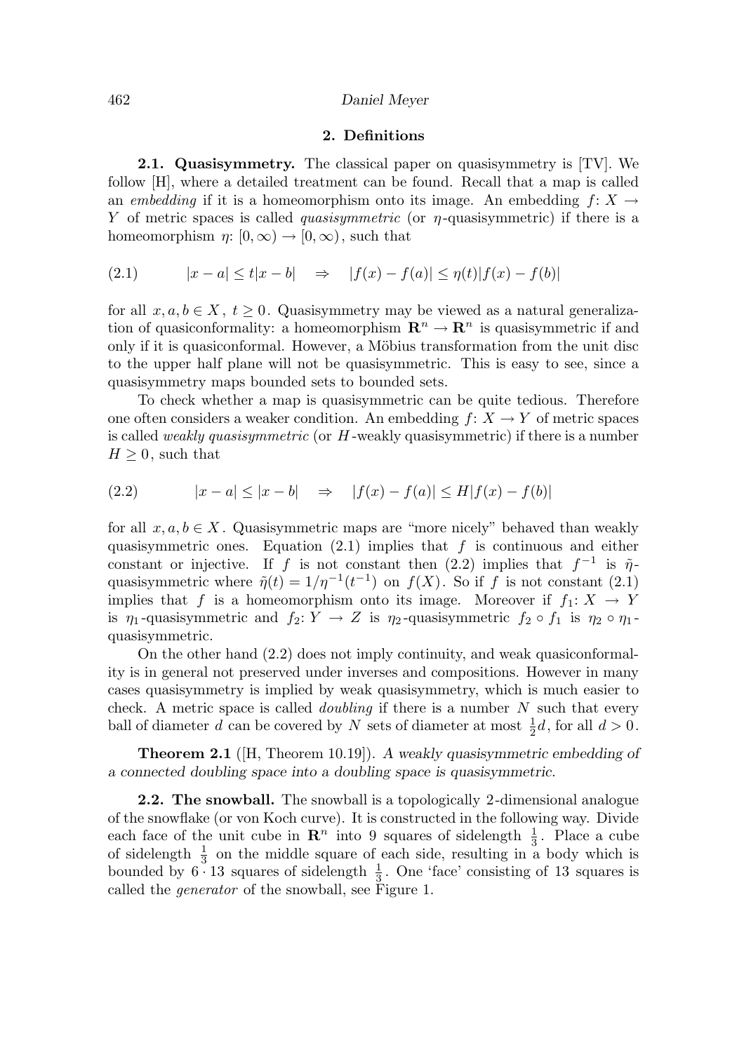## 2. Definitions

**2.1. Quasisymmetry.** The classical paper on quasisymmetry is [TV]. We follow [H], where a detailed treatment can be found. Recall that a map is called an *embedding* if it is a homeomorphism onto its image. An embedding $f\colon X \to Y$ of metric spaces is called *quasisymmetric* (or $\eta$-quasisymmetric) if there is a homeomorphism $\eta\colon [0,\infty) \to [0,\infty)$, such that

$$|x-a| \le t|x-b| \quad \Rightarrow \quad |f(x)-f(a)| \le \eta(t)|f(x)-f(b)| \tag{2.1}$$

for all $x, a, b \in X$, $t \ge 0$. Quasisymmetry may be viewed as a natural generalization of quasiconformality: a homeomorphism $\mathbf{R}^n \to \mathbf{R}^n$ is quasisymmetric if and only if it is quasiconformal. However, a Möbius transformation from the unit disc to the upper half plane will not be quasisymmetric. This is easy to see, since a quasisymmetry maps bounded sets to bounded sets.

To check whether a map is quasisymmetric can be quite tedious. Therefore one often considers a weaker condition. An embedding $f\colon X \to Y$ of metric spaces is called *weakly quasisymmetric* (or $H$-weakly quasisymmetric) if there is a number $H \ge 0$, such that

$$|x-a| \le |x-b| \quad \Rightarrow \quad |f(x)-f(a)| \le H|f(x)-f(b)| \tag{2.2}$$

for all $x, a, b \in X$. Quasisymmetric maps are "more nicely" behaved than weakly quasisymmetric ones. Equation (2.1) implies that $f$ is continuous and either constant or injective. If $f$ is not constant then (2.2) implies that $f^{-1}$ is $\tilde{\eta}$-quasisymmetric where $\tilde{\eta}(t) = 1/\eta^{-1}(t^{-1})$ on $f(X)$. So if $f$ is not constant (2.1) implies that $f$ is a homeomorphism onto its image. Moreover if $f_1\colon X \to Y$ is $\eta_1$-quasisymmetric and $f_2\colon Y \to Z$ is $\eta_2$-quasisymmetric $f_2 \circ f_1$ is $\eta_2 \circ \eta_1$-quasisymmetric.

On the other hand (2.2) does not imply continuity, and weak quasiconformality is in general not preserved under inverses and compositions. However in many cases quasisymmetry is implied by weak quasisymmetry, which is much easier to check. A metric space is called *doubling* if there is a number $N$ such that every ball of diameter $d$ can be covered by $N$ sets of diameter at most $\frac{1}{2}d$, for all $d > 0$.

**Theorem 2.1** ([H, Theorem 10.19]). *A weakly quasisymmetric embedding of a connected doubling space into a doubling space is quasisymmetric.*

**2.2. The snowball.** The snowball is a topologically 2-dimensional analogue of the snowflake (or von Koch curve). It is constructed in the following way. Divide each face of the unit cube in $\mathbf{R}^n$ into 9 squares of sidelength $\frac{1}{3}$. Place a cube of sidelength $\frac{1}{3}$ on the middle square of each side, resulting in a body which is bounded by $6 \cdot 13$ squares of sidelength $\frac{1}{3}$. One 'face' consisting of 13 squares is called the *generator* of the snowball, see Figure 1.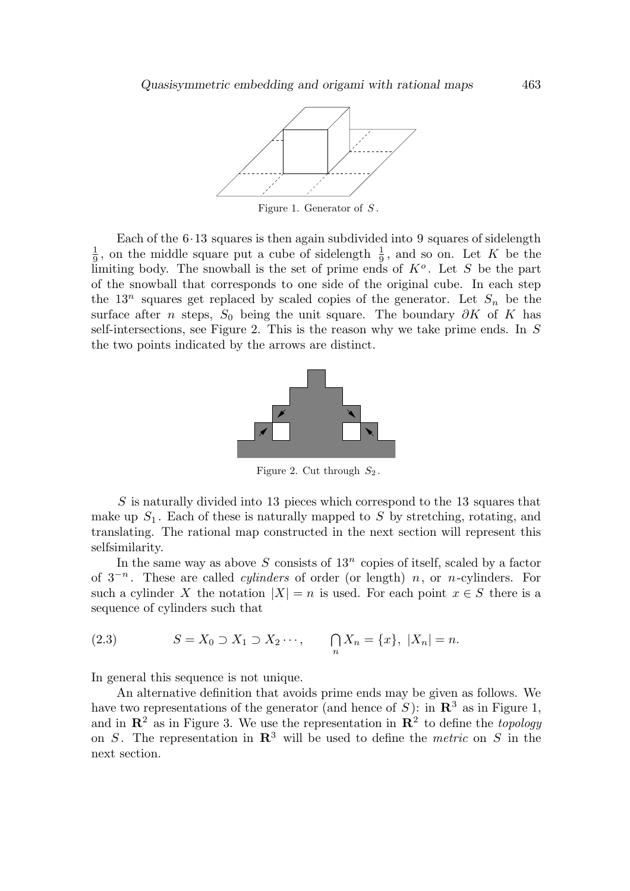Figure 1. Generator of $S$.

Each of the $6\cdot 13$ squares is then again subdivided into 9 squares of sidelength $\frac{1}{9}$, on the middle square put a cube of sidelength $\frac{1}{9}$, and so on. Let $K$ be the limiting body. The snowball is the set of prime ends of $K^o$. Let $S$ be the part of the snowball that corresponds to one side of the original cube. In each step the $13^n$ squares get replaced by scaled copies of the generator. Let $S_n$ be the surface after $n$ steps, $S_0$ being the unit square. The boundary $\partial K$ of $K$ has self-intersections, see Figure 2. This is the reason why we take prime ends. In $S$ the two points indicated by the arrows are distinct.

Figure 2. Cut through $S_2$.

$S$ is naturally divided into 13 pieces which correspond to the 13 squares that make up $S_1$. Each of these is naturally mapped to $S$ by stretching, rotating, and translating. The rational map constructed in the next section will represent this selfsimilarity.

In the same way as above $S$ consists of $13^n$ copies of itself, scaled by a factor of $3^{-n}$. These are called *cylinders* of order (or length) $n$, or $n$-cylinders. For such a cylinder $X$ the notation $|X| = n$ is used. For each point $x \in S$ there is a sequence of cylinders such that

$$S = X_0 \supset X_1 \supset X_2 \cdots, \qquad \bigcap_n X_n = \{x\},\ |X_n| = n. \tag{2.3}$$

In general this sequence is not unique.

An alternative definition that avoids prime ends may be given as follows. We have two representations of the generator (and hence of $S$): in $\mathbf{R}^3$ as in Figure 1, and in $\mathbf{R}^2$ as in Figure 3. We use the representation in $\mathbf{R}^2$ to define the *topology* on $S$. The representation in $\mathbf{R}^3$ will be used to define the *metric* on $S$ in the next section.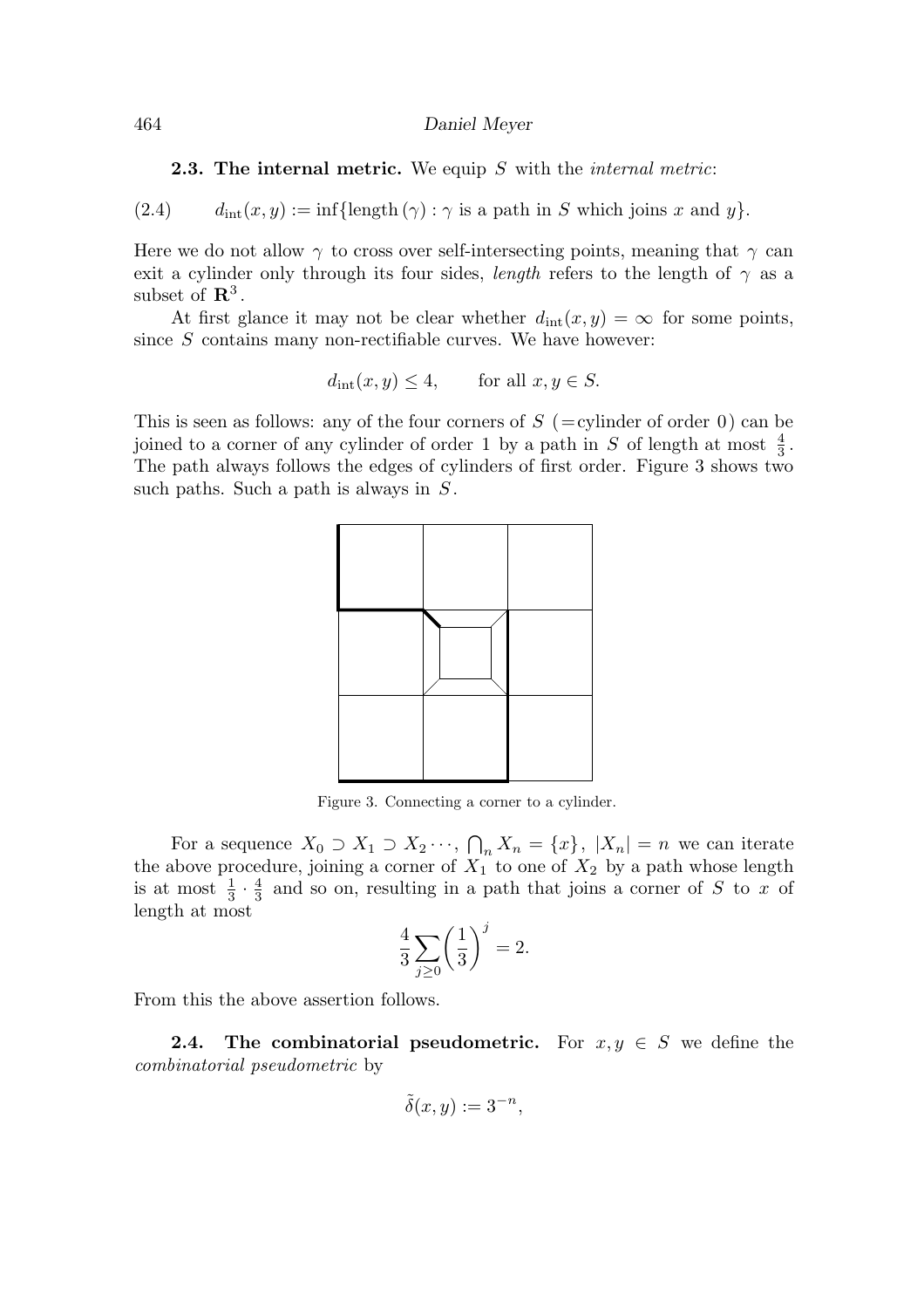**2.3. The internal metric.** We equip $S$ with the *internal metric*:

$$d_{\text{int}}(x,y) := \inf\{\text{length}\,(\gamma) : \gamma \text{ is a path in } S \text{ which joins } x \text{ and } y\}. \tag{2.4}$$

Here we do not allow $\gamma$ to cross over self-intersecting points, meaning that $\gamma$ can exit a cylinder only through its four sides, *length* refers to the length of $\gamma$ as a subset of $\mathbf{R}^3$.

At first glance it may not be clear whether $d_{\text{int}}(x,y) = \infty$ for some points, since $S$ contains many non-rectifiable curves. We have however:

$$d_{\text{int}}(x,y) \le 4, \qquad \text{for all } x, y \in S.$$

This is seen as follows: any of the four corners of $S$ (=cylinder of order 0) can be joined to a corner of any cylinder of order 1 by a path in $S$ of length at most $\frac{4}{3}$. The path always follows the edges of cylinders of first order. Figure 3 shows two such paths. Such a path is always in $S$.

Figure 3. Connecting a corner to a cylinder.

For a sequence $X_0 \supset X_1 \supset X_2 \cdots$, $\bigcap_n X_n = \{x\}$, $|X_n| = n$ we can iterate the above procedure, joining a corner of $X_1$ to one of $X_2$ by a path whose length is at most $\frac{1}{3} \cdot \frac{4}{3}$ and so on, resulting in a path that joins a corner of $S$ to $x$ of length at most

$$\frac{4}{3} \sum_{j \ge 0} \left(\frac{1}{3}\right)^j = 2.$$

From this the above assertion follows.

**2.4. The combinatorial pseudometric.** For $x, y \in S$ we define the *combinatorial pseudometric* by

$$\tilde{\delta}(x,y) := 3^{-n},$$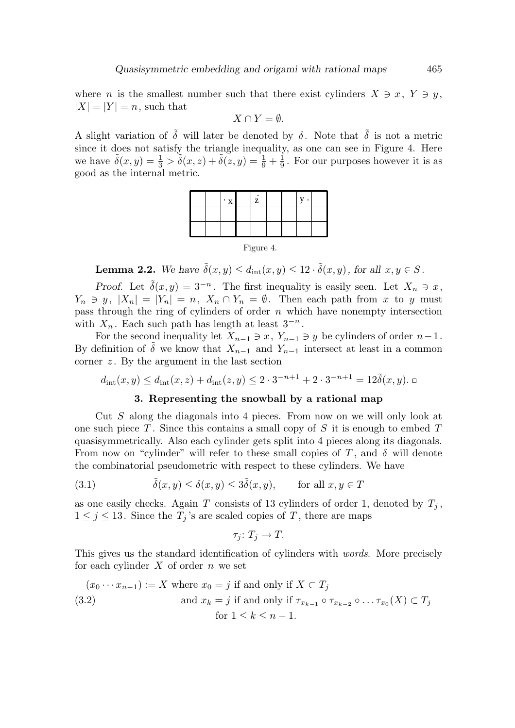where $n$ is the smallest number such that there exist cylinders $X \ni x$, $Y \ni y$, $|X| = |Y| = n$, such that

$$X \cap Y = \emptyset.$$

A slight variation of $\tilde{\delta}$ will later be denoted by $\delta$. Note that $\tilde{\delta}$ is not a metric since it does not satisfy the triangle inequality, as one can see in Figure 4. Here we have $\tilde{\delta}(x,y) = \frac{1}{3} > \tilde{\delta}(x,z) + \tilde{\delta}(z,y) = \frac{1}{9} + \frac{1}{9}$. For our purposes however it is as good as the internal metric.

Figure 4.

**Lemma 2.2.** *We have* $\tilde{\delta}(x,y) \leq d_{\mathrm{int}}(x,y) \leq 12 \cdot \tilde{\delta}(x,y)$, *for all* $x, y \in S$.

*Proof.* Let $\tilde{\delta}(x,y) = 3^{-n}$. The first inequality is easily seen. Let $X_n \ni x$, $Y_n \ni y$, $|X_n| = |Y_n| = n$, $X_n \cap Y_n = \emptyset$. Then each path from $x$ to $y$ must pass through the ring of cylinders of order $n$ which have nonempty intersection with $X_n$. Each such path has length at least $3^{-n}$.

For the second inequality let $X_{n-1} \ni x$, $Y_{n-1} \ni y$ be cylinders of order $n-1$. By definition of $\tilde{\delta}$ we know that $X_{n-1}$ and $Y_{n-1}$ intersect at least in a common corner $z$. By the argument in the last section

$$d_{\mathrm{int}}(x,y) \leq d_{\mathrm{int}}(x,z) + d_{\mathrm{int}}(z,y) \leq 2 \cdot 3^{-n+1} + 2 \cdot 3^{-n+1} = 12\tilde{\delta}(x,y). \quad \square$$

## 3. Representing the snowball by a rational map

Cut $S$ along the diagonals into 4 pieces. From now on we will only look at one such piece $T$. Since this contains a small copy of $S$ it is enough to embed $T$ quasisymmetrically. Also each cylinder gets split into 4 pieces along its diagonals. From now on "cylinder" will refer to these small copies of $T$, and $\delta$ will denote the combinatorial pseudometric with respect to these cylinders. We have

$$\tilde{\delta}(x,y) \leq \delta(x,y) \leq 3\tilde{\delta}(x,y), \qquad \text{for all } x, y \in T \tag{3.1}$$

as one easily checks. Again $T$ consists of 13 cylinders of order 1, denoted by $T_j$, $1 \leq j \leq 13$. Since the $T_j$'s are scaled copies of $T$, there are maps

$$\tau_j \colon T_j \to T.$$

This gives us the standard identification of cylinders with *words*. More precisely for each cylinder $X$ of order $n$ we set

$$\begin{aligned} (x_0 \cdots x_{n-1}) &:= X \text{ where } x_0 = j \text{ if and only if } X \subset T_j \\ &\quad \text{and } x_k = j \text{ if and only if } \tau_{x_{k-1}} \circ \tau_{x_{k-2}} \circ \ldots \tau_{x_0}(X) \subset T_j \\ &\quad \text{for } 1 \leq k \leq n-1. \end{aligned} \tag{3.2}$$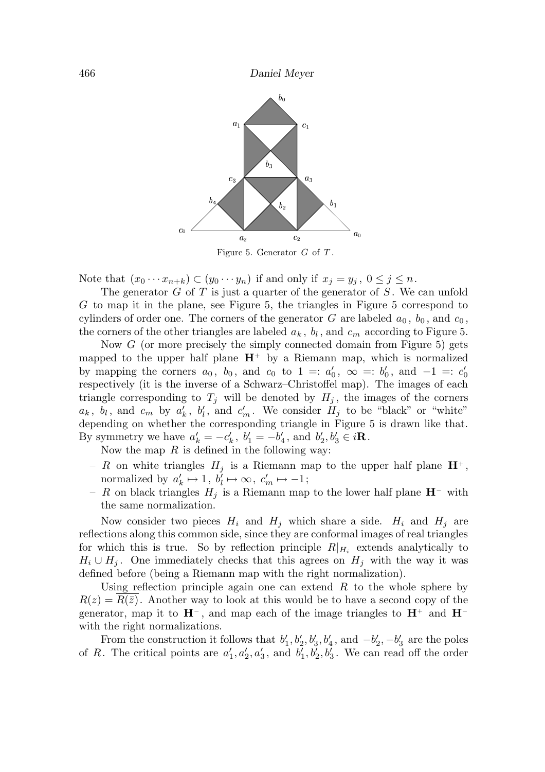Figure 5. Generator $G$ of $T$.

Note that $(x_0 \cdots x_{n+k}) \subset (y_0 \cdots y_n)$ if and only if $x_j = y_j$, $0 \le j \le n$.

The generator $G$ of $T$ is just a quarter of the generator of $S$. We can unfold $G$ to map it in the plane, see Figure 5, the triangles in Figure 5 correspond to cylinders of order one. The corners of the generator $G$ are labeled $a_0$, $b_0$, and $c_0$, the corners of the other triangles are labeled $a_k$, $b_l$, and $c_m$ according to Figure 5.

Now $G$ (or more precisely the simply connected domain from Figure 5) gets mapped to the upper half plane $\mathbf{H}^+$ by a Riemann map, which is normalized by mapping the corners $a_0$, $b_0$, and $c_0$ to $1 =: a'_0$, $\infty =: b'_0$, and $-1 =: c'_0$ respectively (it is the inverse of a Schwarz–Christoffel map). The images of each triangle corresponding to $T_j$ will be denoted by $H_j$, the images of the corners $a_k$, $b_l$, and $c_m$ by $a'_k$, $b'_l$, and $c'_m$. We consider $H_j$ to be "black" or "white" depending on whether the corresponding triangle in Figure 5 is drawn like that. By symmetry we have $a'_k = -c'_k$, $b'_1 = -b'_4$, and $b'_2, b'_3 \in i\mathbf{R}$.

Now the map $R$ is defined in the following way:

- $R$ on white triangles $H_j$ is a Riemann map to the upper half plane $\mathbf{H}^+$, normalized by $a'_k \mapsto 1$, $b'_l \mapsto \infty$, $c'_m \mapsto -1$;
- $R$ on black triangles $H_j$ is a Riemann map to the lower half plane $\mathbf{H}^-$ with the same normalization.

Now consider two pieces $H_i$ and $H_j$ which share a side. $H_i$ and $H_j$ are reflections along this common side, since they are conformal images of real triangles for which this is true. So by reflection principle $R|_{H_i}$ extends analytically to $H_i \cup H_j$. One immediately checks that this agrees on $H_j$ with the way it was defined before (being a Riemann map with the right normalization).

Using reflection principle again one can extend $R$ to the whole sphere by $R(z) = \overline{R(\bar{z})}$. Another way to look at this would be to have a second copy of the generator, map it to $\mathbf{H}^-$, and map each of the image triangles to $\mathbf{H}^+$ and $\mathbf{H}^-$ with the right normalizations.

From the construction it follows that $b'_1, b'_2, b'_3, b'_4$, and $-b'_2, -b'_3$ are the poles of $R$. The critical points are $a'_1, a'_2, a'_3$, and $b'_1, b'_2, b'_3$. We can read off the order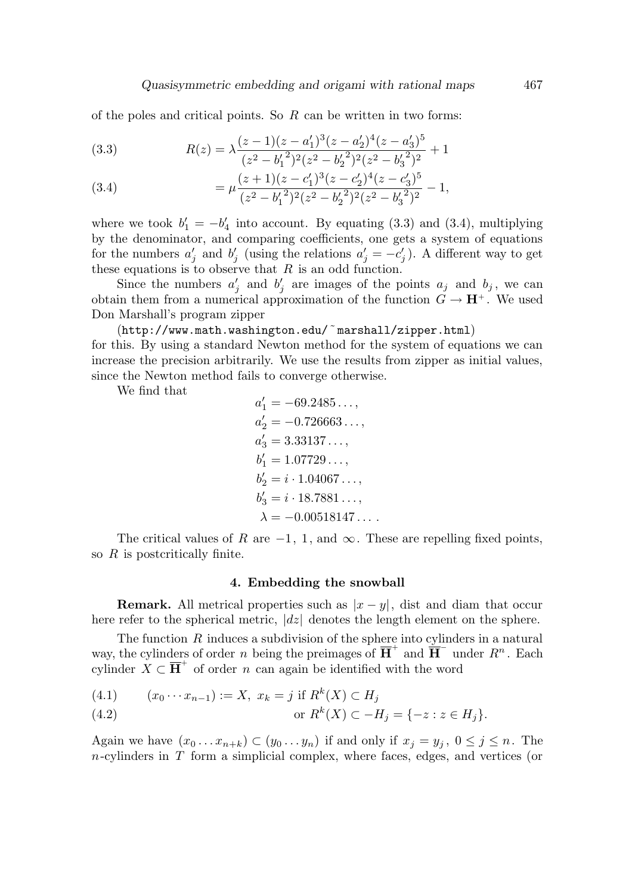of the poles and critical points. So $R$ can be written in two forms:

$$R(z) = \lambda \frac{(z-1)(z-a_1')^3(z-a_2')^4(z-a_3')^5}{(z^2-{b_1'}^2)^2(z^2-{b_2'}^2)^2(z^2-{b_3'}^2)^2} + 1 \tag{3.3}$$

$$= \mu \frac{(z+1)(z-c_1')^3(z-c_2')^4(z-c_3')^5}{(z^2-{b_1'}^2)^2(z^2-{b_2'}^2)^2(z^2-{b_3'}^2)^2} - 1, \tag{3.4}$$

where we took $b_1' = -b_4'$ into account. By equating (3.3) and (3.4), multiplying by the denominator, and comparing coefficients, one gets a system of equations for the numbers $a_j'$ and $b_j'$ (using the relations $a_j' = -c_j'$). A different way to get these equations is to observe that $R$ is an odd function.

Since the numbers $a_j'$ and $b_j'$ are images of the points $a_j$ and $b_j$, we can obtain them from a numerical approximation of the function $G \to \mathbf{H}^+$. We used Don Marshall's program zipper

(`http://www.math.washington.edu/~marshall/zipper.html`)

for this. By using a standard Newton method for the system of equations we can increase the precision arbitrarily. We use the results from zipper as initial values, since the Newton method fails to converge otherwise.

We find that

$$\begin{aligned}
a_1' &= -69.2485\ldots, \\
a_2' &= -0.726663\ldots, \\
a_3' &= 3.33137\ldots, \\
b_1' &= 1.07729\ldots, \\
b_2' &= i \cdot 1.04067\ldots, \\
b_3' &= i \cdot 18.7881\ldots, \\
\lambda &= -0.00518147\ldots.
\end{aligned}$$

The critical values of $R$ are $-1$, $1$, and $\infty$. These are repelling fixed points, so $R$ is postcritically finite.

## 4. Embedding the snowball

**Remark.** All metrical properties such as $|x-y|$, dist and diam that occur here refer to the spherical metric, $|dz|$ denotes the length element on the sphere.

The function $R$ induces a subdivision of the sphere into cylinders in a natural way, the cylinders of order $n$ being the preimages of $\overline{\mathbf{H}}^+$ and $\overline{\mathbf{H}}^-$ under $R^n$. Each cylinder $X \subset \overline{\mathbf{H}}^+$ of order $n$ can again be identified with the word

$$(x_0 \cdots x_{n-1}) := X, \ x_k = j \text{ if } R^k(X) \subset H_j \tag{4.1}$$

$$\text{or } R^k(X) \subset -H_j = \{-z : z \in H_j\}. \tag{4.2}$$

Again we have $(x_0 \ldots x_{n+k}) \subset (y_0 \ldots y_n)$ if and only if $x_j = y_j$, $0 \le j \le n$. The $n$-cylinders in $T$ form a simplicial complex, where faces, edges, and vertices (or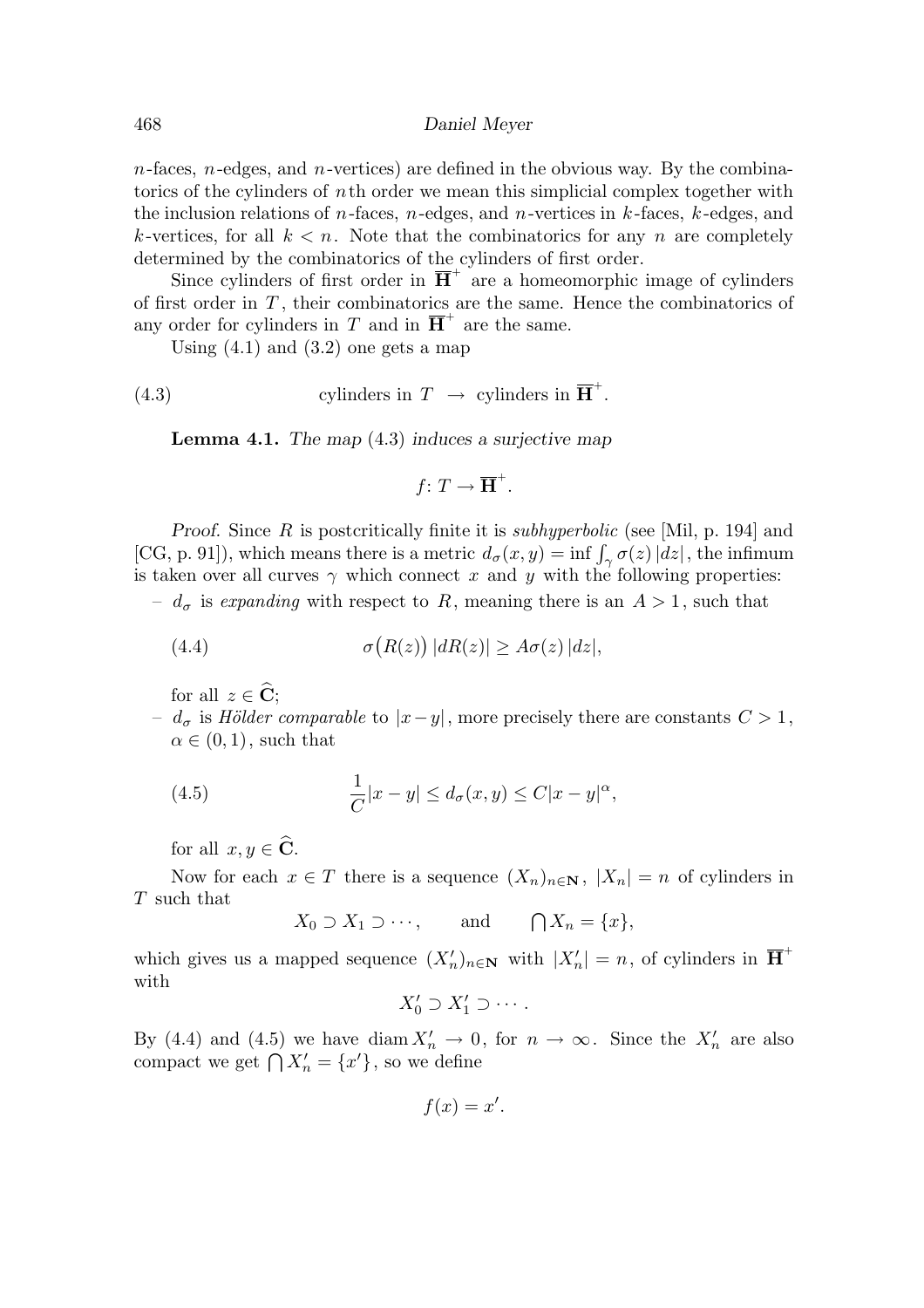$n$-faces, $n$-edges, and $n$-vertices) are defined in the obvious way. By the combinatorics of the cylinders of $n$th order we mean this simplicial complex together with the inclusion relations of $n$-faces, $n$-edges, and $n$-vertices in $k$-faces, $k$-edges, and $k$-vertices, for all $k < n$. Note that the combinatorics for any $n$ are completely determined by the combinatorics of the cylinders of first order.

Since cylinders of first order in $\overline{\mathbf{H}}^+$ are a homeomorphic image of cylinders of first order in $T$, their combinatorics are the same. Hence the combinatorics of any order for cylinders in $T$ and in $\overline{\mathbf{H}}^+$ are the same.

Using (4.1) and (3.2) one gets a map

$$\text{cylinders in } T \;\to\; \text{cylinders in } \overline{\mathbf{H}}^+. \tag{4.3}$$

**Lemma 4.1.** *The map* (4.3) *induces a surjective map*

$$f\colon T \to \overline{\mathbf{H}}^+.$$

*Proof.* Since $R$ is postcritically finite it is *subhyperbolic* (see [Mil, p. 194] and [CG, p. 91]), which means there is a metric $d_\sigma(x,y) = \inf \int_\gamma \sigma(z)\,|dz|$, the infimum is taken over all curves $\gamma$ which connect $x$ and $y$ with the following properties:

– $d_\sigma$ is *expanding* with respect to $R$, meaning there is an $A > 1$, such that

$$\sigma\bigl(R(z)\bigr)\,|dR(z)| \geq A\sigma(z)\,|dz|, \tag{4.4}$$

for all $z \in \widehat{\mathbf{C}}$;

– $d_\sigma$ is *Hölder comparable* to $|x-y|$, more precisely there are constants $C > 1$, $\alpha \in (0,1)$, such that

$$\frac{1}{C}|x-y| \leq d_\sigma(x,y) \leq C|x-y|^\alpha, \tag{4.5}$$

for all $x,y \in \widehat{\mathbf{C}}$.

Now for each $x \in T$ there is a sequence $(X_n)_{n\in\mathbf{N}}$, $|X_n| = n$ of cylinders in $T$ such that

$$X_0 \supset X_1 \supset \cdots, \qquad \text{and} \qquad \bigcap X_n = \{x\},$$

which gives us a mapped sequence $(X'_n)_{n\in\mathbf{N}}$ with $|X'_n| = n$, of cylinders in $\overline{\mathbf{H}}^+$ with

$$X'_0 \supset X'_1 \supset \cdots .$$

By (4.4) and (4.5) we have $\operatorname{diam} X'_n \to 0$, for $n \to \infty$. Since the $X'_n$ are also compact we get $\bigcap X'_n = \{x'\}$, so we define

$$f(x) = x'.$$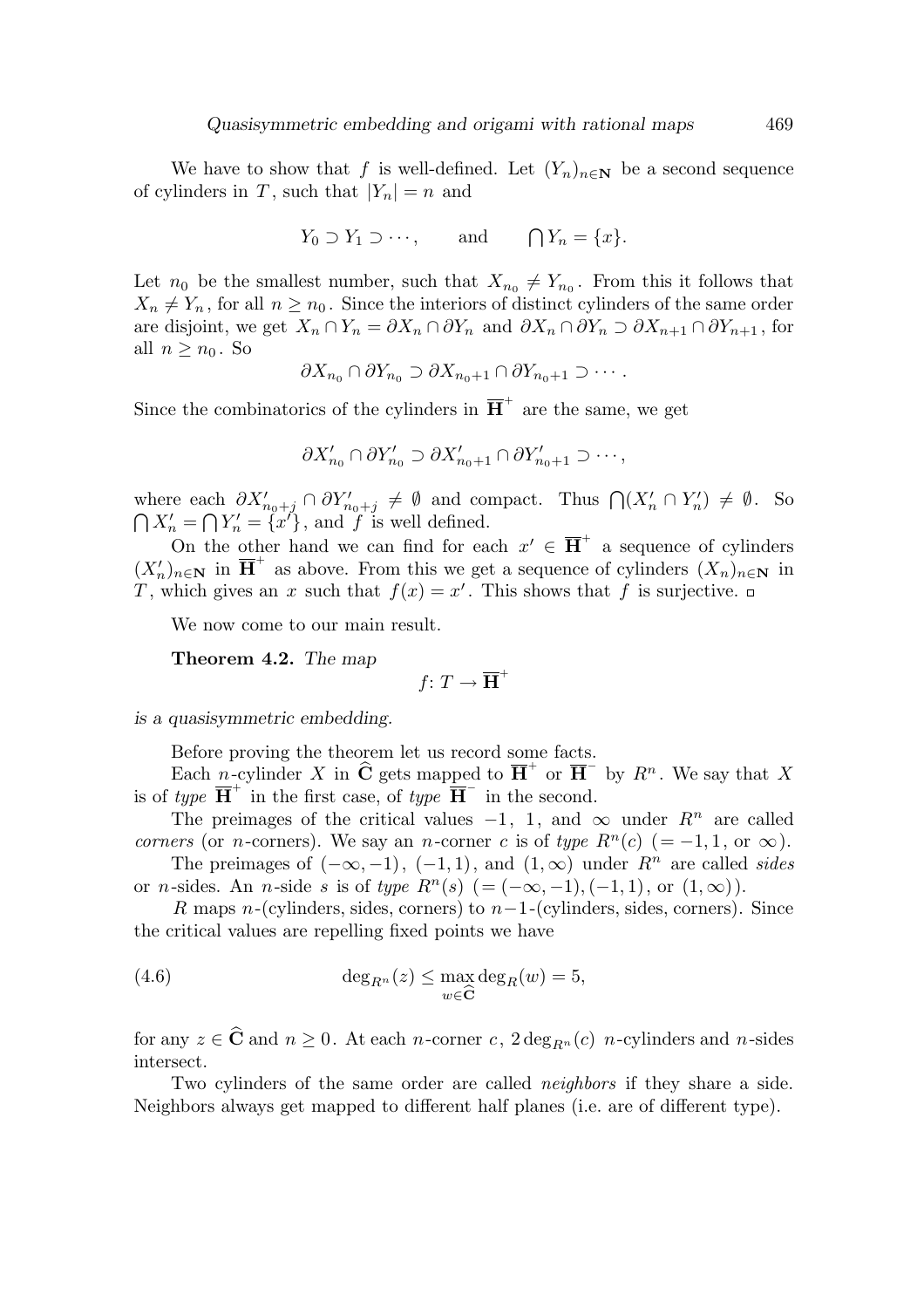We have to show that $f$ is well-defined. Let $(Y_n)_{n\in\mathbf{N}}$ be a second sequence of cylinders in $T$, such that $|Y_n| = n$ and

$$Y_0 \supset Y_1 \supset \cdots, \qquad \text{and} \qquad \bigcap Y_n = \{x\}.$$

Let $n_0$ be the smallest number, such that $X_{n_0} \neq Y_{n_0}$. From this it follows that $X_n \neq Y_n$, for all $n \geq n_0$. Since the interiors of distinct cylinders of the same order are disjoint, we get $X_n \cap Y_n = \partial X_n \cap \partial Y_n$ and $\partial X_n \cap \partial Y_n \supset \partial X_{n+1} \cap \partial Y_{n+1}$, for all $n \geq n_0$. So

$$\partial X_{n_0} \cap \partial Y_{n_0} \supset \partial X_{n_0+1} \cap \partial Y_{n_0+1} \supset \cdots .$$

Since the combinatorics of the cylinders in $\overline{\mathbf{H}}^+$ are the same, we get

$$\partial X'_{n_0} \cap \partial Y'_{n_0} \supset \partial X'_{n_0+1} \cap \partial Y'_{n_0+1} \supset \cdots ,$$

where each $\partial X'_{n_0+j} \cap \partial Y'_{n_0+j} \neq \emptyset$ and compact. Thus $\bigcap (X'_n \cap Y'_n) \neq \emptyset$. So $\bigcap X'_n = \bigcap Y'_n = \{x'\}$, and $f$ is well defined.

On the other hand we can find for each $x' \in \overline{\mathbf{H}}^+$ a sequence of cylinders $(X'_n)_{n\in\mathbf{N}}$ in $\overline{\mathbf{H}}^+$ as above. From this we get a sequence of cylinders $(X_n)_{n\in\mathbf{N}}$ in $T$, which gives an $x$ such that $f(x) = x'$. This shows that $f$ is surjective. □

We now come to our main result.

**Theorem 4.2.** *The map*

$$f\colon T \to \overline{\mathbf{H}}^+$$

*is a quasisymmetric embedding.*

Before proving the theorem let us record some facts.

Each $n$-cylinder $X$ in $\widehat{\mathbf{C}}$ gets mapped to $\overline{\mathbf{H}}^+$ or $\overline{\mathbf{H}}^-$ by $R^n$. We say that $X$ is of *type* $\overline{\mathbf{H}}^+$ in the first case, of *type* $\overline{\mathbf{H}}^-$ in the second.

The preimages of the critical values $-1$, $1$, and $\infty$ under $R^n$ are called *corners* (or $n$-corners). We say an $n$-corner $c$ is of *type* $R^n(c)$ $(= -1, 1, \text{ or } \infty)$.

The preimages of $(-\infty,-1)$, $(-1,1)$, and $(1,\infty)$ under $R^n$ are called *sides* or $n$-sides. An $n$-side $s$ is of *type* $R^n(s)$ $(= (-\infty,-1), (-1,1), \text{ or } (1,\infty))$.

$R$ maps $n$-(cylinders, sides, corners) to $n-1$-(cylinders, sides, corners). Since the critical values are repelling fixed points we have

$$\deg_{R^n}(z) \leq \max_{w\in\widehat{\mathbf{C}}} \deg_R(w) = 5, \tag{4.6}$$

for any $z \in \widehat{\mathbf{C}}$ and $n \geq 0$. At each $n$-corner $c$, $2\deg_{R^n}(c)$ $n$-cylinders and $n$-sides intersect.

Two cylinders of the same order are called *neighbors* if they share a side. Neighbors always get mapped to different half planes (i.e. are of different type).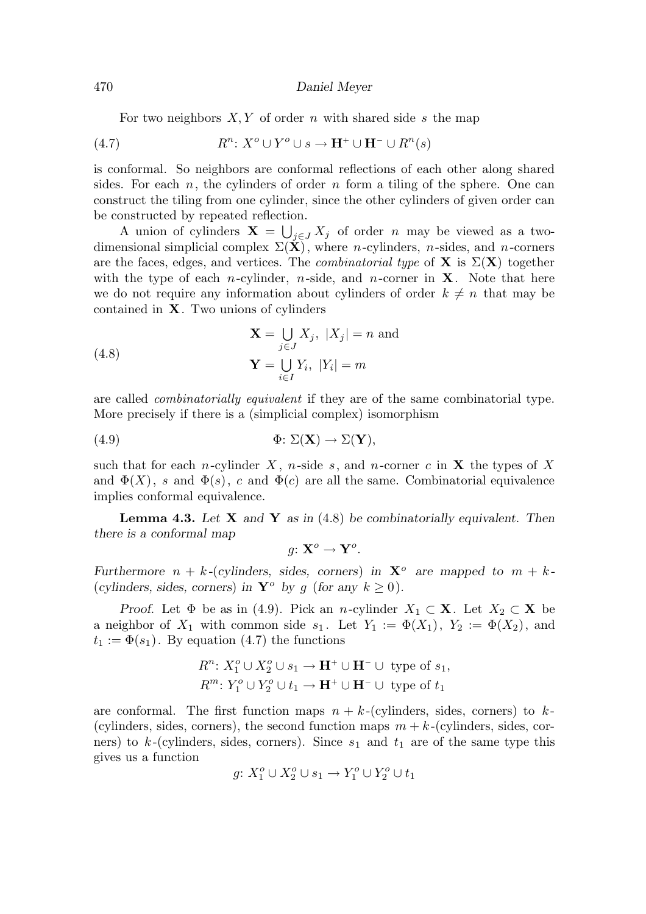For two neighbors $X, Y$ of order $n$ with shared side $s$ the map

$$R^n\colon X^o \cup Y^o \cup s \to \mathbf{H}^+ \cup \mathbf{H}^- \cup R^n(s) \tag{4.7}$$

is conformal. So neighbors are conformal reflections of each other along shared sides. For each $n$, the cylinders of order $n$ form a tiling of the sphere. One can construct the tiling from one cylinder, since the other cylinders of given order can be constructed by repeated reflection.

A union of cylinders $\mathbf{X} = \bigcup_{j\in J} X_j$ of order $n$ may be viewed as a two-dimensional simplicial complex $\Sigma(\mathbf{X})$, where $n$-cylinders, $n$-sides, and $n$-corners are the faces, edges, and vertices. The *combinatorial type* of $\mathbf{X}$ is $\Sigma(\mathbf{X})$ together with the type of each $n$-cylinder, $n$-side, and $n$-corner in $\mathbf{X}$. Note that here we do not require any information about cylinders of order $k \neq n$ that may be contained in $\mathbf{X}$. Two unions of cylinders

$$\begin{aligned} \mathbf{X} &= \bigcup_{j\in J} X_j,\ |X_j| = n \text{ and} \\ \mathbf{Y} &= \bigcup_{i\in I} Y_i,\ |Y_i| = m \end{aligned} \tag{4.8}$$

are called *combinatorially equivalent* if they are of the same combinatorial type. More precisely if there is a (simplicial complex) isomorphism

$$\Phi\colon \Sigma(\mathbf{X}) \to \Sigma(\mathbf{Y}), \tag{4.9}$$

such that for each $n$-cylinder $X$, $n$-side $s$, and $n$-corner $c$ in $\mathbf{X}$ the types of $X$ and $\Phi(X)$, $s$ and $\Phi(s)$, $c$ and $\Phi(c)$ are all the same. Combinatorial equivalence implies conformal equivalence.

**Lemma 4.3.** *Let $\mathbf{X}$ and $\mathbf{Y}$ as in (4.8) be combinatorially equivalent. Then there is a conformal map*

$$g\colon \mathbf{X}^o \to \mathbf{Y}^o.$$

*Furthermore $n+k$-(cylinders, sides, corners) in $\mathbf{X}^o$ are mapped to $m+k$-(cylinders, sides, corners) in $\mathbf{Y}^o$ by $g$ (for any $k \geq 0$).*

*Proof.* Let $\Phi$ be as in (4.9). Pick an $n$-cylinder $X_1 \subset \mathbf{X}$. Let $X_2 \subset \mathbf{X}$ be a neighbor of $X_1$ with common side $s_1$. Let $Y_1 := \Phi(X_1)$, $Y_2 := \Phi(X_2)$, and $t_1 := \Phi(s_1)$. By equation (4.7) the functions

$$\begin{aligned} &R^n\colon X_1^o \cup X_2^o \cup s_1 \to \mathbf{H}^+ \cup \mathbf{H}^- \cup \text{ type of } s_1, \\ &R^m\colon Y_1^o \cup Y_2^o \cup t_1 \to \mathbf{H}^+ \cup \mathbf{H}^- \cup \text{ type of } t_1 \end{aligned}$$

are conformal. The first function maps $n+k$-(cylinders, sides, corners) to $k$-(cylinders, sides, corners), the second function maps $m+k$-(cylinders, sides, corners) to $k$-(cylinders, sides, corners). Since $s_1$ and $t_1$ are of the same type this gives us a function

$$g\colon X_1^o \cup X_2^o \cup s_1 \to Y_1^o \cup Y_2^o \cup t_1$$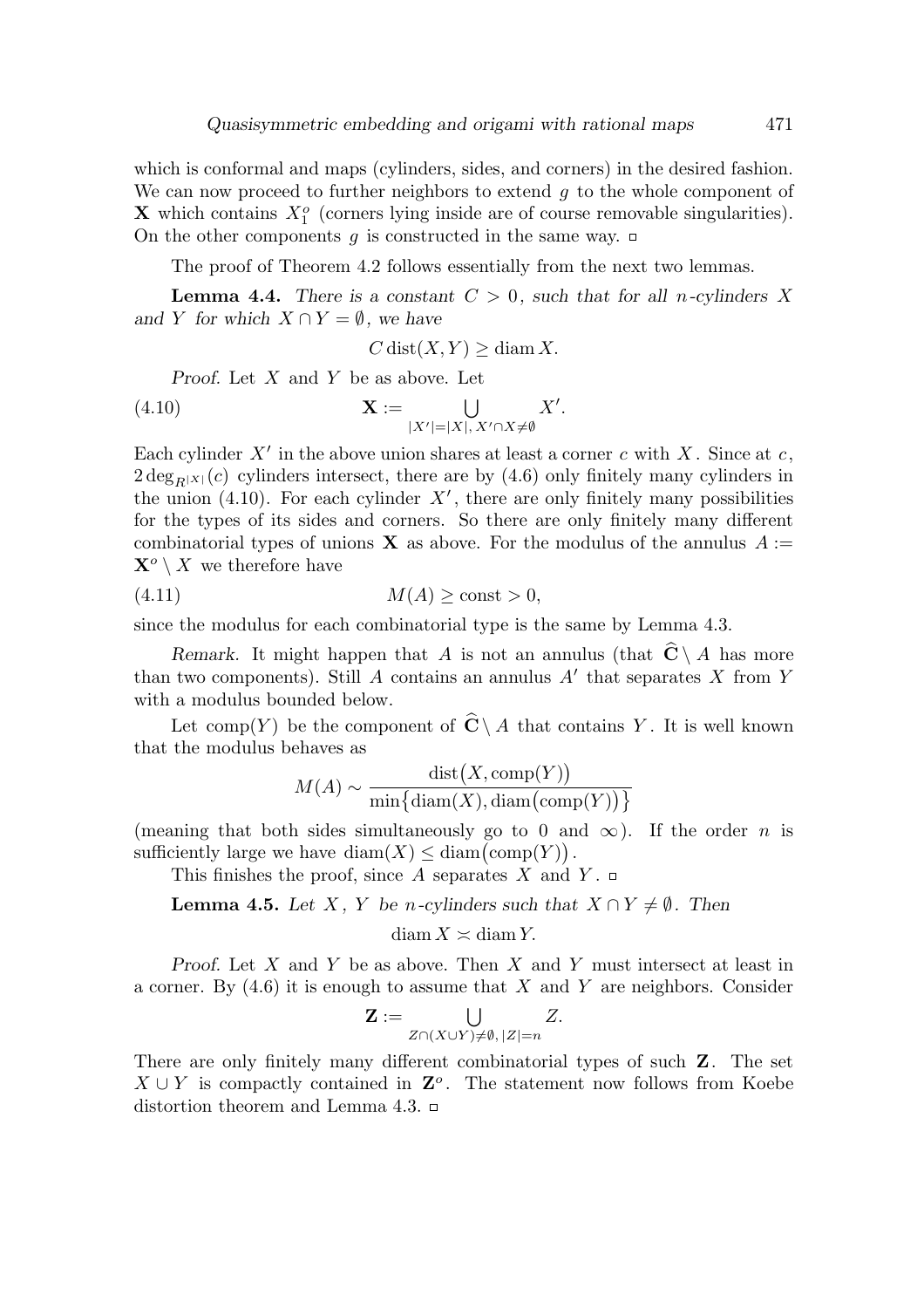which is conformal and maps (cylinders, sides, and corners) in the desired fashion. We can now proceed to further neighbors to extend $g$ to the whole component of $\mathbf{X}$ which contains $X_1^o$ (corners lying inside are of course removable singularities). On the other components $g$ is constructed in the same way. ▫

The proof of Theorem 4.2 follows essentially from the next two lemmas.

**Lemma 4.4.** *There is a constant $C > 0$, such that for all $n$-cylinders $X$ and $Y$ for which $X \cap Y = \emptyset$, we have*

$$C \operatorname{dist}(X, Y) \geq \operatorname{diam} X.$$

*Proof.* Let $X$ and $Y$ be as above. Let

$$\mathbf{X} := \bigcup_{|X'|=|X|,\, X' \cap X \neq \emptyset} X'. \tag{4.10}$$

Each cylinder $X'$ in the above union shares at least a corner $c$ with $X$. Since at $c$, $2\deg_{R^{|X|}}(c)$ cylinders intersect, there are by (4.6) only finitely many cylinders in the union (4.10). For each cylinder $X'$, there are only finitely many possibilities for the types of its sides and corners. So there are only finitely many different combinatorial types of unions $\mathbf{X}$ as above. For the modulus of the annulus $A := \mathbf{X}^o \setminus X$ we therefore have

$$M(A) \geq \text{const} > 0, \tag{4.11}$$

since the modulus for each combinatorial type is the same by Lemma 4.3.

*Remark.* It might happen that $A$ is not an annulus (that $\widehat{\mathbf{C}} \setminus A$ has more than two components). Still $A$ contains an annulus $A'$ that separates $X$ from $Y$ with a modulus bounded below.

Let $\operatorname{comp}(Y)$ be the component of $\widehat{\mathbf{C}} \setminus A$ that contains $Y$. It is well known that the modulus behaves as

$$M(A) \sim \frac{\operatorname{dist}\big(X, \operatorname{comp}(Y)\big)}{\min\big\{\operatorname{diam}(X), \operatorname{diam}\big(\operatorname{comp}(Y)\big)\big\}}$$

(meaning that both sides simultaneously go to 0 and $\infty$). If the order $n$ is sufficiently large we have $\operatorname{diam}(X) \leq \operatorname{diam}\big(\operatorname{comp}(Y)\big)$.

This finishes the proof, since $A$ separates $X$ and $Y$. ▫

**Lemma 4.5.** *Let $X$, $Y$ be $n$-cylinders such that $X \cap Y \neq \emptyset$. Then*

$$\operatorname{diam} X \asymp \operatorname{diam} Y.$$

*Proof.* Let $X$ and $Y$ be as above. Then $X$ and $Y$ must intersect at least in a corner. By (4.6) it is enough to assume that $X$ and $Y$ are neighbors. Consider

$$\mathbf{Z} := \bigcup_{Z \cap (X \cup Y) \neq \emptyset,\, |Z|=n} Z.$$

There are only finitely many different combinatorial types of such $\mathbf{Z}$. The set $X \cup Y$ is compactly contained in $\mathbf{Z}^o$. The statement now follows from Koebe distortion theorem and Lemma 4.3. ▫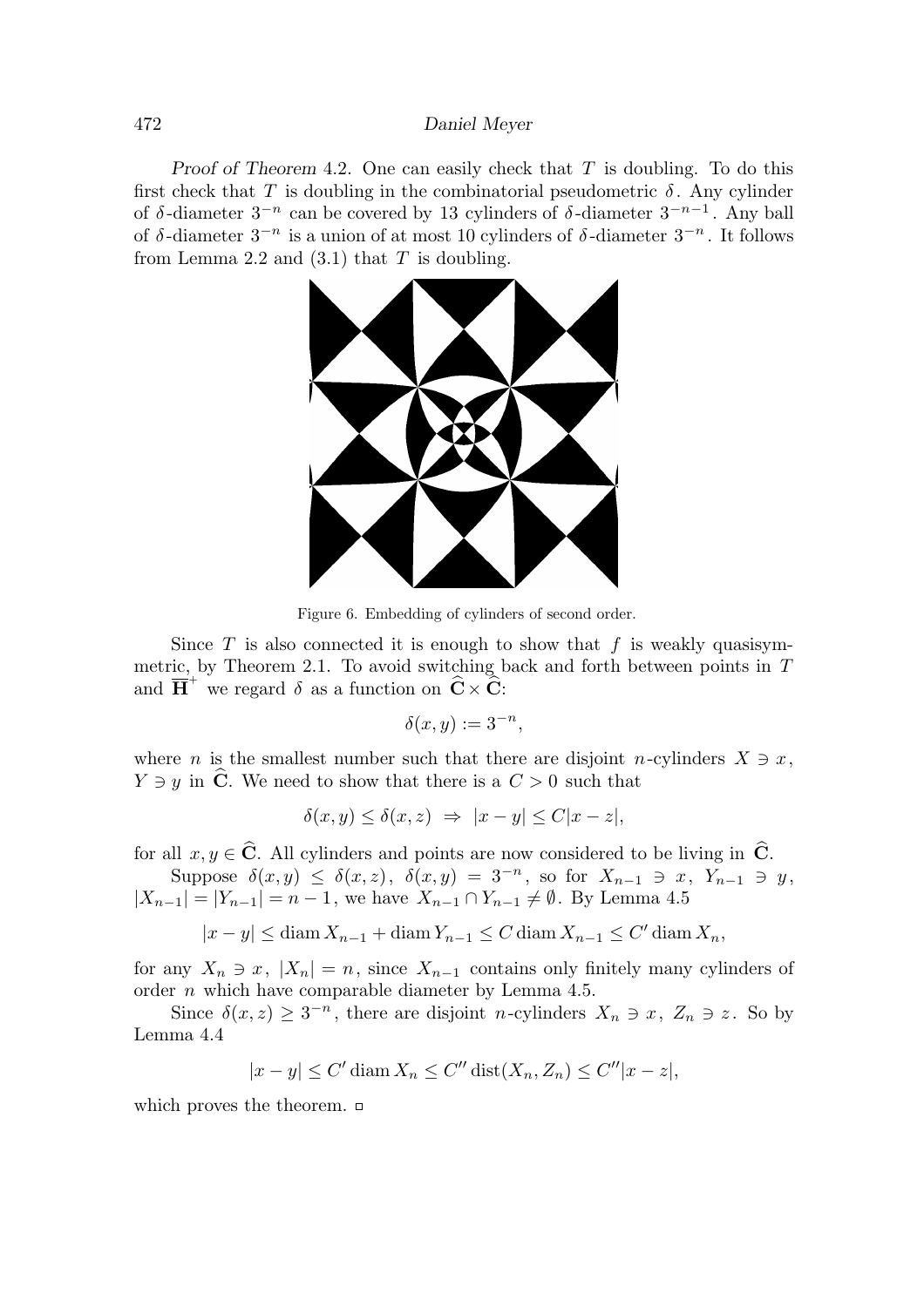*Proof of Theorem* 4.2. One can easily check that $T$ is doubling. To do this first check that $T$ is doubling in the combinatorial pseudometric $\delta$. Any cylinder of $\delta$-diameter $3^{-n}$ can be covered by 13 cylinders of $\delta$-diameter $3^{-n-1}$. Any ball of $\delta$-diameter $3^{-n}$ is a union of at most 10 cylinders of $\delta$-diameter $3^{-n}$. It follows from Lemma 2.2 and (3.1) that $T$ is doubling.

Figure 6. Embedding of cylinders of second order.

Since $T$ is also connected it is enough to show that $f$ is weakly quasisymmetric, by Theorem 2.1. To avoid switching back and forth between points in $T$ and $\overline{\mathbf{H}}^+$ we regard $\delta$ as a function on $\widehat{\mathbf{C}} \times \widehat{\mathbf{C}}$:

$$\delta(x, y) := 3^{-n},$$

where $n$ is the smallest number such that there are disjoint $n$-cylinders $X \ni x$, $Y \ni y$ in $\widehat{\mathbf{C}}$. We need to show that there is a $C > 0$ such that

$$\delta(x, y) \leq \delta(x, z) \;\Rightarrow\; |x - y| \leq C|x - z|,$$

for all $x, y \in \widehat{\mathbf{C}}$. All cylinders and points are now considered to be living in $\widehat{\mathbf{C}}$.

Suppose $\delta(x, y) \leq \delta(x, z)$, $\delta(x, y) = 3^{-n}$, so for $X_{n-1} \ni x$, $Y_{n-1} \ni y$, $|X_{n-1}| = |Y_{n-1}| = n - 1$, we have $X_{n-1} \cap Y_{n-1} \neq \emptyset$. By Lemma 4.5

$$|x - y| \leq \operatorname{diam} X_{n-1} + \operatorname{diam} Y_{n-1} \leq C \operatorname{diam} X_{n-1} \leq C' \operatorname{diam} X_n,$$

for any $X_n \ni x$, $|X_n| = n$, since $X_{n-1}$ contains only finitely many cylinders of order $n$ which have comparable diameter by Lemma 4.5.

Since $\delta(x, z) \geq 3^{-n}$, there are disjoint $n$-cylinders $X_n \ni x$, $Z_n \ni z$. So by Lemma 4.4

$$|x - y| \leq C' \operatorname{diam} X_n \leq C'' \operatorname{dist}(X_n, Z_n) \leq C''|x - z|,$$

which proves the theorem. □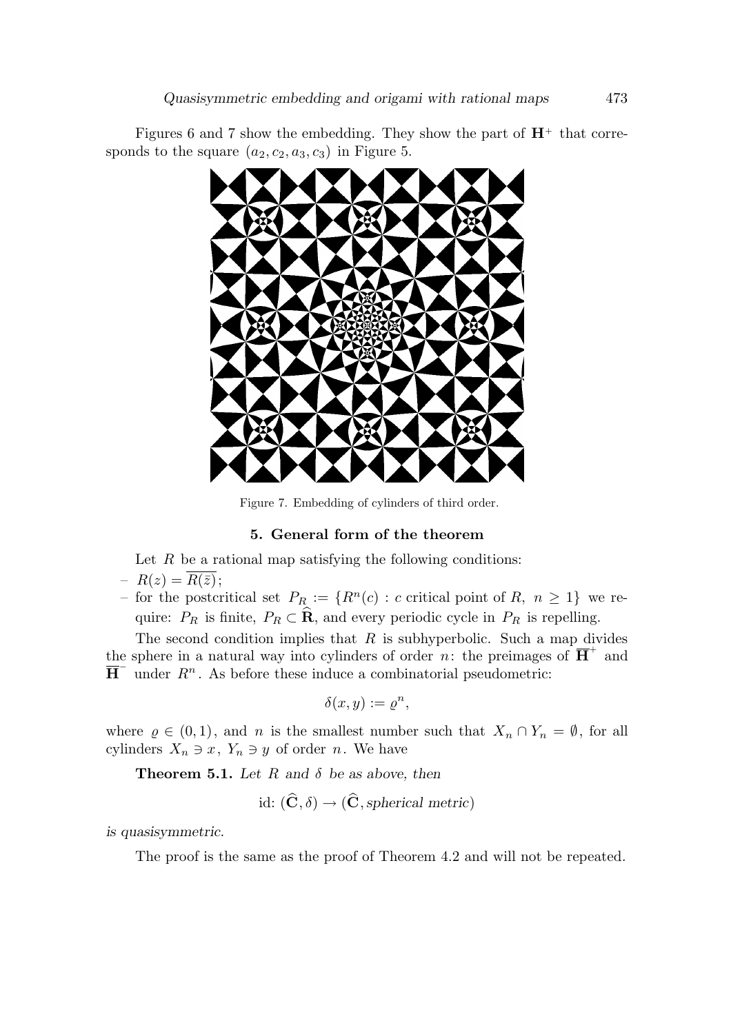Figures 6 and 7 show the embedding. They show the part of $\mathbf{H}^+$ that corresponds to the square $(a_2, c_2, a_3, c_3)$ in Figure 5.

Figure 7. Embedding of cylinders of third order.

## 5. General form of the theorem

Let $R$ be a rational map satisfying the following conditions:

- $R(z) = \overline{R(\bar{z})}$;
- for the postcritical set $P_R := \{R^n(c) : c \text{ critical point of } R,\ n \geq 1\}$ we require: $P_R$ is finite, $P_R \subset \widehat{\mathbf{R}}$, and every periodic cycle in $P_R$ is repelling.

The second condition implies that $R$ is subhyperbolic. Such a map divides the sphere in a natural way into cylinders of order $n$: the preimages of $\overline{\mathbf{H}}^+$ and $\overline{\mathbf{H}}^-$ under $R^n$. As before these induce a combinatorial pseudometric:

$$\delta(x, y) := \varrho^n,$$

where $\varrho \in (0, 1)$, and $n$ is the smallest number such that $X_n \cap Y_n = \emptyset$, for all cylinders $X_n \ni x$, $Y_n \ni y$ of order $n$. We have

**Theorem 5.1.** *Let $R$ and $\delta$ be as above, then*

$$\text{id}\colon (\widehat{\mathbf{C}}, \delta) \to (\widehat{\mathbf{C}}, \textit{spherical metric})$$

*is quasisymmetric.*

The proof is the same as the proof of Theorem 4.2 and will not be repeated.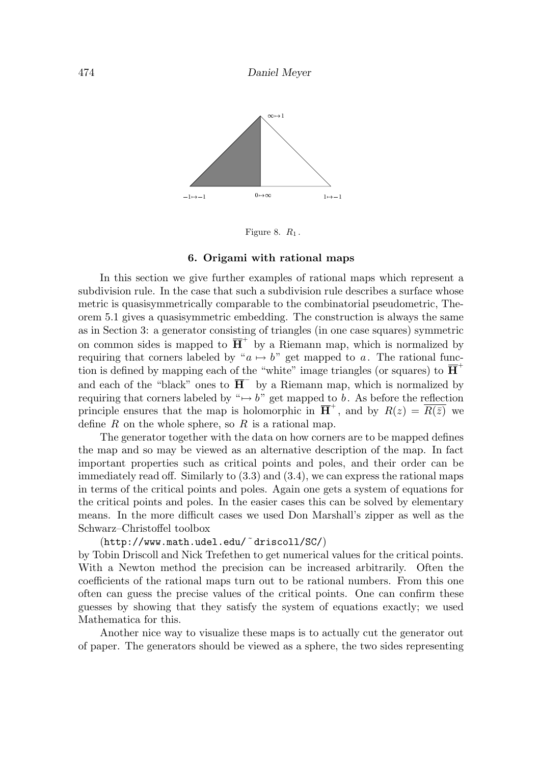$-1 \mapsto -1$ $\quad$ $0 \mapsto \infty$ $\quad$ $1 \mapsto -1$ $\quad$ $\infty \mapsto 1$

Figure 8. $R_1$.

### 6. Origami with rational maps

In this section we give further examples of rational maps which represent a subdivision rule. In the case that such a subdivision rule describes a surface whose metric is quasisymmetrically comparable to the combinatorial pseudometric, Theorem 5.1 gives a quasisymmetric embedding. The construction is always the same as in Section 3: a generator consisting of triangles (in one case squares) symmetric on common sides is mapped to $\overline{\mathbf{H}}^+$ by a Riemann map, which is normalized by requiring that corners labeled by "$a \mapsto b$" get mapped to $a$. The rational function is defined by mapping each of the "white" image triangles (or squares) to $\overline{\mathbf{H}}^+$ and each of the "black" ones to $\overline{\mathbf{H}}^-$ by a Riemann map, which is normalized by requiring that corners labeled by "$\mapsto b$" get mapped to $b$. As before the reflection principle ensures that the map is holomorphic in $\overline{\mathbf{H}}^+$, and by $R(z) = \overline{R(\bar{z})}$ we define $R$ on the whole sphere, so $R$ is a rational map.

The generator together with the data on how corners are to be mapped defines the map and so may be viewed as an alternative description of the map. In fact important properties such as critical points and poles, and their order can be immediately read off. Similarly to (3.3) and (3.4), we can express the rational maps in terms of the critical points and poles. Again one gets a system of equations for the critical points and poles. In the easier cases this can be solved by elementary means. In the more difficult cases we used Don Marshall's zipper as well as the Schwarz–Christoffel toolbox

(`http://www.math.udel.edu/~driscoll/SC/`)

by Tobin Driscoll and Nick Trefethen to get numerical values for the critical points. With a Newton method the precision can be increased arbitrarily. Often the coefficients of the rational maps turn out to be rational numbers. From this one often can guess the precise values of the critical points. One can confirm these guesses by showing that they satisfy the system of equations exactly; we used Mathematica for this.

Another nice way to visualize these maps is to actually cut the generator out of paper. The generators should be viewed as a sphere, the two sides representing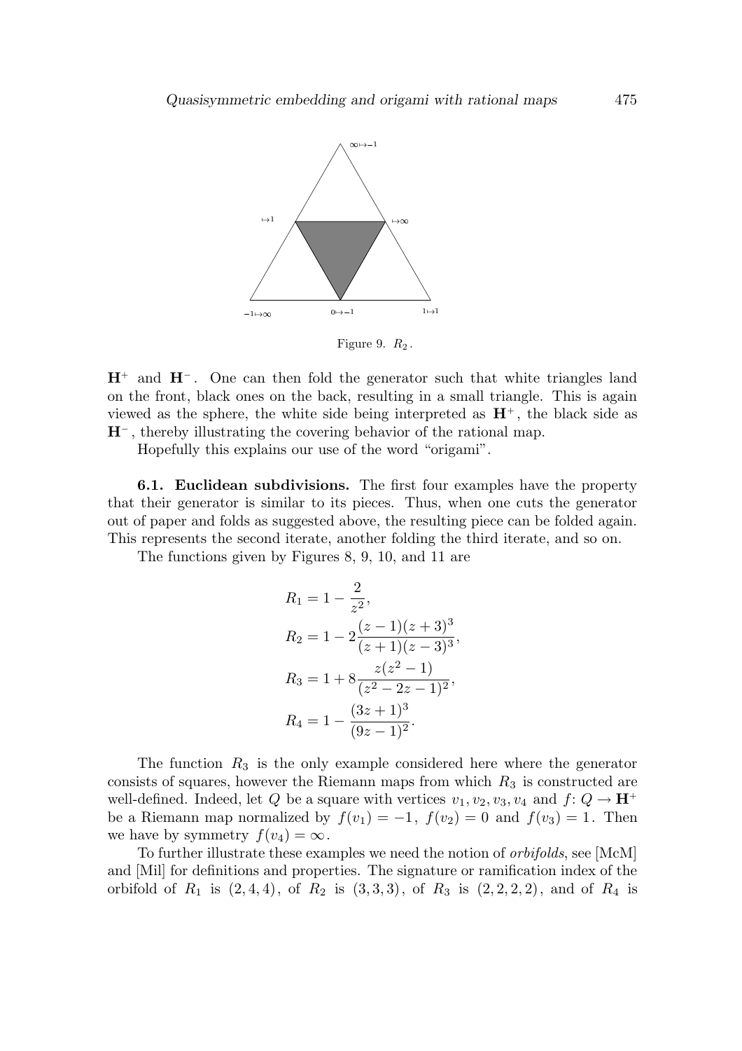Figure 9. $R_2$.

$\mathbf{H}^+$ and $\mathbf{H}^-$. One can then fold the generator such that white triangles land on the front, black ones on the back, resulting in a small triangle. This is again viewed as the sphere, the white side being interpreted as $\mathbf{H}^+$, the black side as $\mathbf{H}^-$, thereby illustrating the covering behavior of the rational map.

Hopefully this explains our use of the word "origami".

**6.1. Euclidean subdivisions.** The first four examples have the property that their generator is similar to its pieces. Thus, when one cuts the generator out of paper and folds as suggested above, the resulting piece can be folded again. This represents the second iterate, another folding the third iterate, and so on.

The functions given by Figures 8, 9, 10, and 11 are

$$
\begin{aligned}
R_1 &= 1 - \frac{2}{z^2}, \\
R_2 &= 1 - 2\frac{(z-1)(z+3)^3}{(z+1)(z-3)^3}, \\
R_3 &= 1 + 8\frac{z(z^2-1)}{(z^2-2z-1)^2}, \\
R_4 &= 1 - \frac{(3z+1)^3}{(9z-1)^2}.
\end{aligned}
$$

The function $R_3$ is the only example considered here where the generator consists of squares, however the Riemann maps from which $R_3$ is constructed are well-defined. Indeed, let $Q$ be a square with vertices $v_1, v_2, v_3, v_4$ and $f\colon Q \to \mathbf{H}^+$ be a Riemann map normalized by $f(v_1) = -1$, $f(v_2) = 0$ and $f(v_3) = 1$. Then we have by symmetry $f(v_4) = \infty$.

To further illustrate these examples we need the notion of *orbifolds*, see [McM] and [Mil] for definitions and properties. The signature or ramification index of the orbifold of $R_1$ is $(2,4,4)$, of $R_2$ is $(3,3,3)$, of $R_3$ is $(2,2,2,2)$, and of $R_4$ is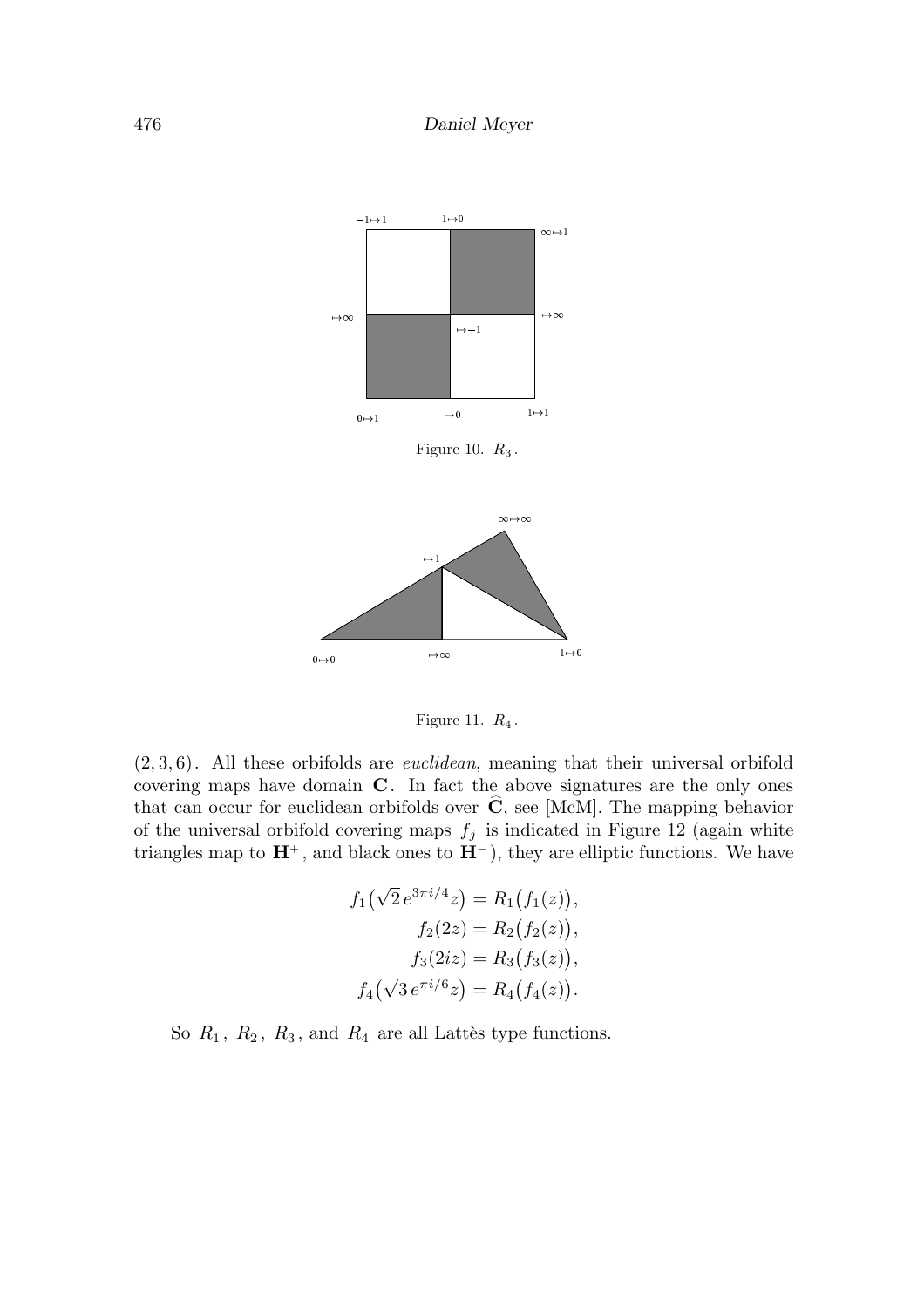Figure 10. $R_3$.

Figure 11. $R_4$.

$(2,3,6)$. All these orbifolds are *euclidean*, meaning that their universal orbifold covering maps have domain $\mathbf{C}$. In fact the above signatures are the only ones that can occur for euclidean orbifolds over $\widehat{\mathbf{C}}$, see [McM]. The mapping behavior of the universal orbifold covering maps $f_j$ is indicated in Figure 12 (again white triangles map to $\mathbf{H}^+$, and black ones to $\mathbf{H}^-$), they are elliptic functions. We have

$$\begin{aligned}
f_1\big(\sqrt{2}\,e^{3\pi i/4}z\big) &= R_1\big(f_1(z)\big),\\
f_2(2z) &= R_2\big(f_2(z)\big),\\
f_3(2iz) &= R_3\big(f_3(z)\big),\\
f_4\big(\sqrt{3}\,e^{\pi i/6}z\big) &= R_4\big(f_4(z)\big).
\end{aligned}$$

So $R_1$, $R_2$, $R_3$, and $R_4$ are all Lattès type functions.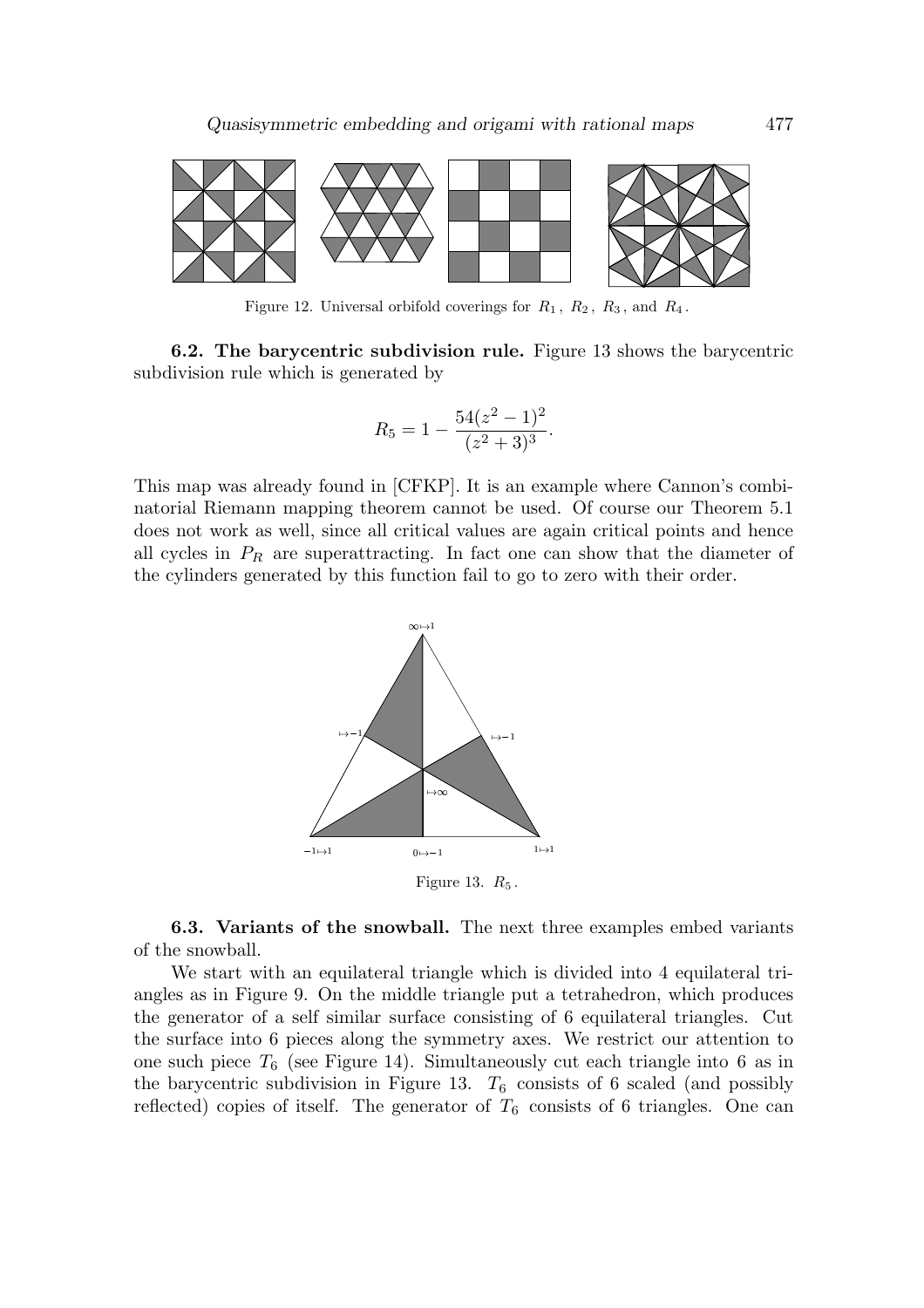Figure 12. Universal orbifold coverings for $R_1$, $R_2$, $R_3$, and $R_4$.

**6.2. The barycentric subdivision rule.** Figure 13 shows the barycentric subdivision rule which is generated by

$$R_5 = 1 - \frac{54(z^2-1)^2}{(z^2+3)^3}.$$

This map was already found in [CFKP]. It is an example where Cannon's combinatorial Riemann mapping theorem cannot be used. Of course our Theorem 5.1 does not work as well, since all critical values are again critical points and hence all cycles in $P_R$ are superattracting. In fact one can show that the diameter of the cylinders generated by this function fail to go to zero with their order.

Figure 13. $R_5$.

**6.3. Variants of the snowball.** The next three examples embed variants of the snowball.

We start with an equilateral triangle which is divided into 4 equilateral triangles as in Figure 9. On the middle triangle put a tetrahedron, which produces the generator of a self similar surface consisting of 6 equilateral triangles. Cut the surface into 6 pieces along the symmetry axes. We restrict our attention to one such piece $T_6$ (see Figure 14). Simultaneously cut each triangle into 6 as in the barycentric subdivision in Figure 13. $T_6$ consists of 6 scaled (and possibly reflected) copies of itself. The generator of $T_6$ consists of 6 triangles. One can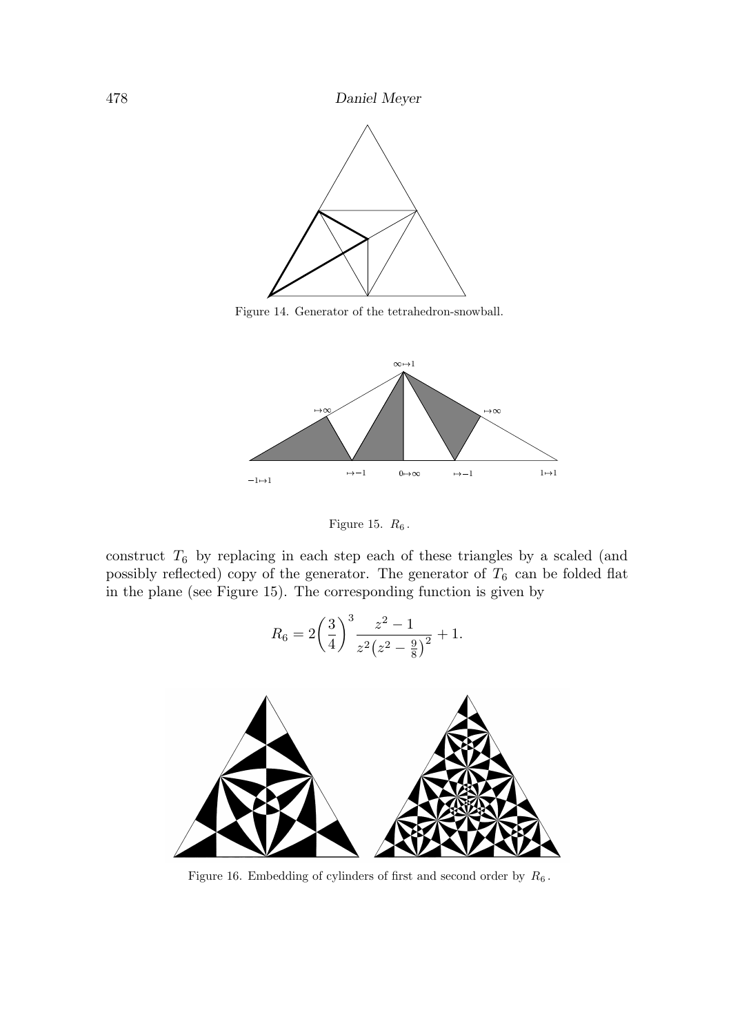Figure 14. Generator of the tetrahedron-snowball.

Figure 15. $R_6$.

construct $T_6$ by replacing in each step each of these triangles by a scaled (and possibly reflected) copy of the generator. The generator of $T_6$ can be folded flat in the plane (see Figure 15). The corresponding function is given by

$$R_6 = 2\left(\frac{3}{4}\right)^3 \frac{z^2 - 1}{z^2\left(z^2 - \frac{9}{8}\right)^2} + 1.$$

Figure 16. Embedding of cylinders of first and second order by $R_6$.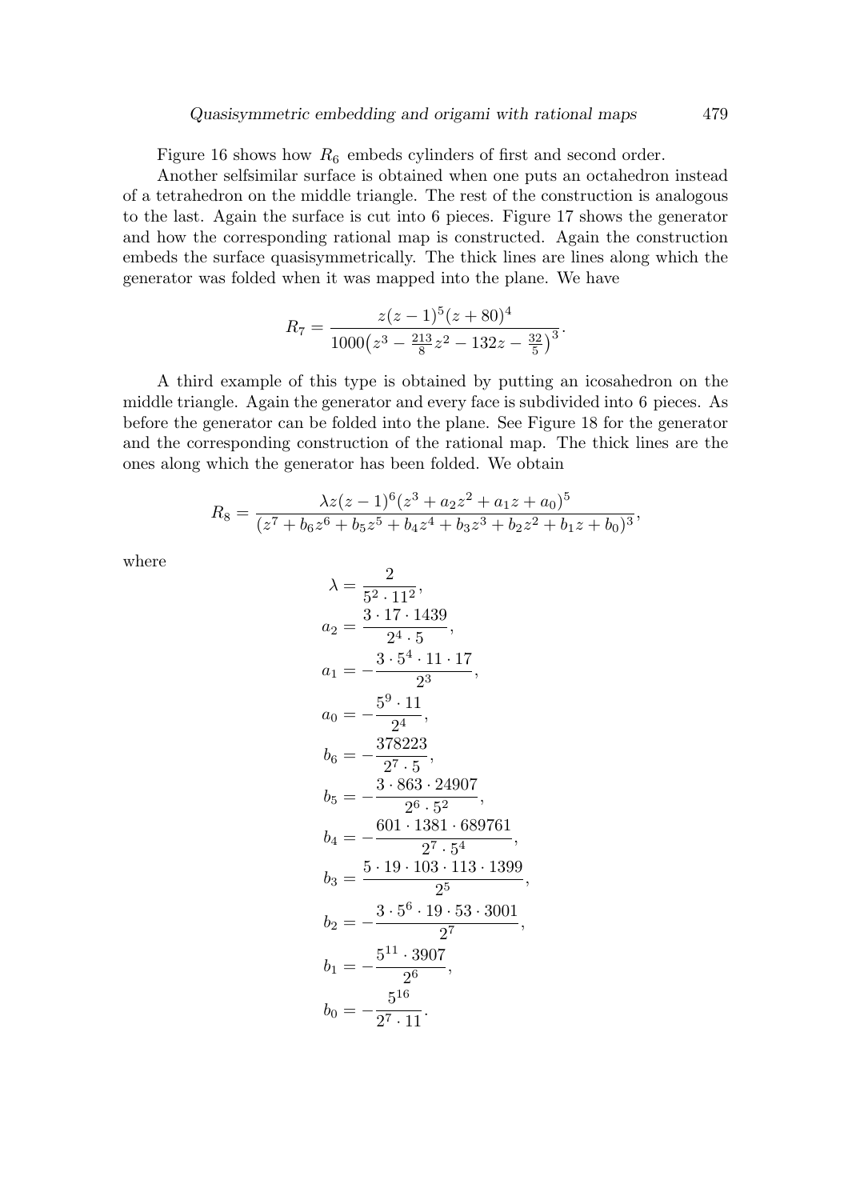Figure 16 shows how $R_6$ embeds cylinders of first and second order.

Another selfsimilar surface is obtained when one puts an octahedron instead of a tetrahedron on the middle triangle. The rest of the construction is analogous to the last. Again the surface is cut into 6 pieces. Figure 17 shows the generator and how the corresponding rational map is constructed. Again the construction embeds the surface quasisymmetrically. The thick lines are lines along which the generator was folded when it was mapped into the plane. We have

$$R_7 = \frac{z(z-1)^5(z+80)^4}{1000\left(z^3 - \frac{213}{8}z^2 - 132z - \frac{32}{5}\right)^3}.$$

A third example of this type is obtained by putting an icosahedron on the middle triangle. Again the generator and every face is subdivided into 6 pieces. As before the generator can be folded into the plane. See Figure 18 for the generator and the corresponding construction of the rational map. The thick lines are the ones along which the generator has been folded. We obtain

$$R_8 = \frac{\lambda z(z-1)^6(z^3 + a_2z^2 + a_1z + a_0)^5}{(z^7 + b_6z^6 + b_5z^5 + b_4z^4 + b_3z^3 + b_2z^2 + b_1z + b_0)^3},$$

where

$$\begin{aligned}
\lambda &= \frac{2}{5^2 \cdot 11^2}, \\
a_2 &= \frac{3 \cdot 17 \cdot 1439}{2^4 \cdot 5}, \\
a_1 &= -\frac{3 \cdot 5^4 \cdot 11 \cdot 17}{2^3}, \\
a_0 &= -\frac{5^9 \cdot 11}{2^4}, \\
b_6 &= -\frac{378223}{2^7 \cdot 5}, \\
b_5 &= -\frac{3 \cdot 863 \cdot 24907}{2^6 \cdot 5^2}, \\
b_4 &= -\frac{601 \cdot 1381 \cdot 689761}{2^7 \cdot 5^4}, \\
b_3 &= \frac{5 \cdot 19 \cdot 103 \cdot 113 \cdot 1399}{2^5}, \\
b_2 &= -\frac{3 \cdot 5^6 \cdot 19 \cdot 53 \cdot 3001}{2^7}, \\
b_1 &= -\frac{5^{11} \cdot 3907}{2^6}, \\
b_0 &= -\frac{5^{16}}{2^7 \cdot 11}.
\end{aligned}$$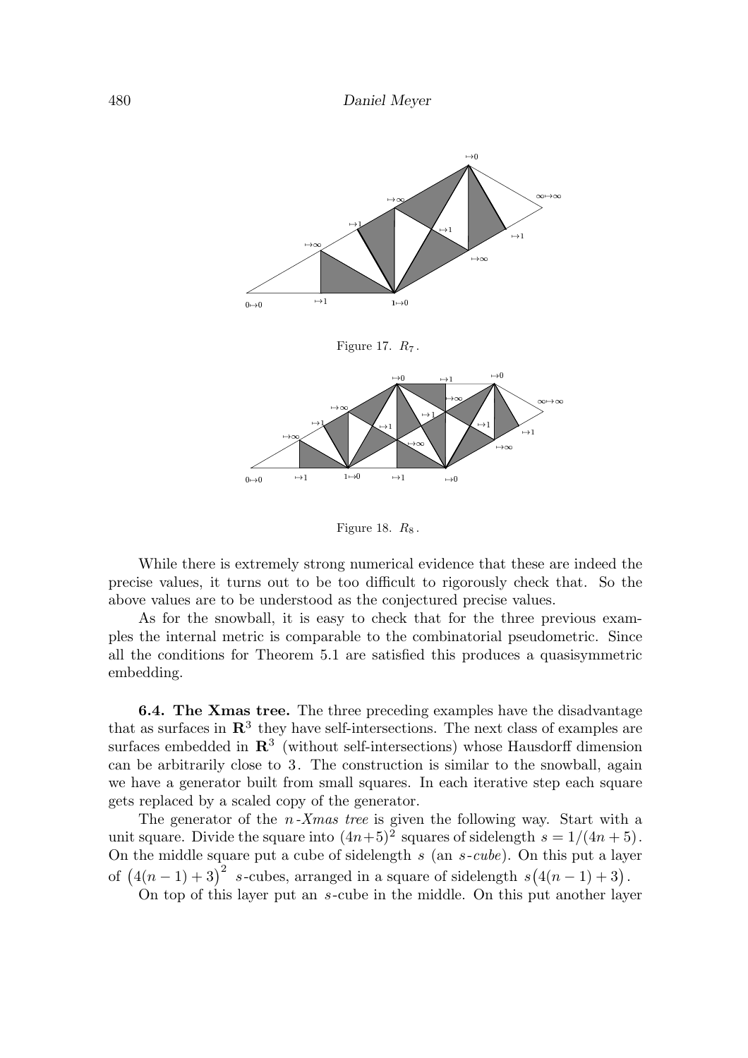Figure 17. $R_7$.

Figure 18. $R_8$.

While there is extremely strong numerical evidence that these are indeed the precise values, it turns out to be too difficult to rigorously check that. So the above values are to be understood as the conjectured precise values.

As for the snowball, it is easy to check that for the three previous examples the internal metric is comparable to the combinatorial pseudometric. Since all the conditions for Theorem 5.1 are satisfied this produces a quasisymmetric embedding.

**6.4. The Xmas tree.** The three preceding examples have the disadvantage that as surfaces in $\mathbf{R}^3$ they have self-intersections. The next class of examples are surfaces embedded in $\mathbf{R}^3$ (without self-intersections) whose Hausdorff dimension can be arbitrarily close to $3$. The construction is similar to the snowball, again we have a generator built from small squares. In each iterative step each square gets replaced by a scaled copy of the generator.

The generator of the $n$-*Xmas tree* is given the following way. Start with a unit square. Divide the square into $(4n+5)^2$ squares of sidelength $s = 1/(4n+5)$. On the middle square put a cube of sidelength $s$ (an $s$-*cube*). On this put a layer of $\big(4(n-1)+3\big)^2$ $s$-cubes, arranged in a square of sidelength $s\big(4(n-1)+3\big)$.

On top of this layer put an $s$-cube in the middle. On this put another layer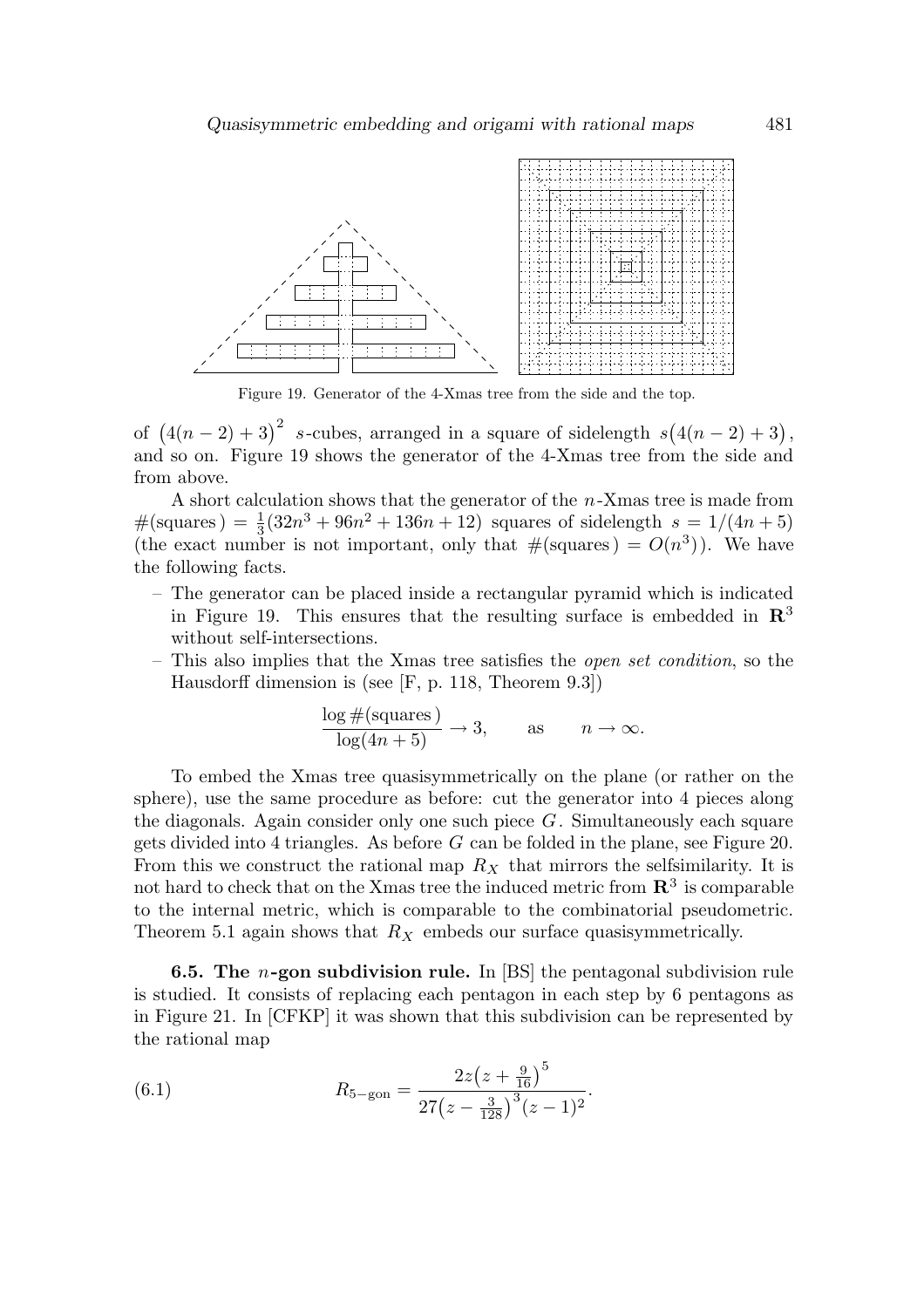Figure 19. Generator of the 4-Xmas tree from the side and the top.

of $\big(4(n-2)+3\big)^2$ $s$-cubes, arranged in a square of sidelength $s\big(4(n-2)+3\big)$, and so on. Figure 19 shows the generator of the 4-Xmas tree from the side and from above.

A short calculation shows that the generator of the $n$-Xmas tree is made from $\#(\text{squares}) = \frac{1}{3}(32n^3+96n^2+136n+12)$ squares of sidelength $s = 1/(4n+5)$ (the exact number is not important, only that $\#(\text{squares}) = O(n^3)$). We have the following facts.

- The generator can be placed inside a rectangular pyramid which is indicated in Figure 19. This ensures that the resulting surface is embedded in $\mathbf{R}^3$ without self-intersections.
- This also implies that the Xmas tree satisfies the *open set condition*, so the Hausdorff dimension is (see [F, p. 118, Theorem 9.3])

$$\frac{\log \#(\text{squares})}{\log(4n+5)} \to 3, \qquad \text{as} \qquad n \to \infty.$$

To embed the Xmas tree quasisymmetrically on the plane (or rather on the sphere), use the same procedure as before: cut the generator into 4 pieces along the diagonals. Again consider only one such piece $G$. Simultaneously each square gets divided into 4 triangles. As before $G$ can be folded in the plane, see Figure 20. From this we construct the rational map $R_X$ that mirrors the selfsimilarity. It is not hard to check that on the Xmas tree the induced metric from $\mathbf{R}^3$ is comparable to the internal metric, which is comparable to the combinatorial pseudometric. Theorem 5.1 again shows that $R_X$ embeds our surface quasisymmetrically.

**6.5. The $n$-gon subdivision rule.** In [BS] the pentagonal subdivision rule is studied. It consists of replacing each pentagon in each step by 6 pentagons as in Figure 21. In [CFKP] it was shown that this subdivision can be represented by the rational map

$$R_{5-\text{gon}} = \frac{2z\big(z+\frac{9}{16}\big)^5}{27\big(z-\frac{3}{128}\big)^3(z-1)^2}. \tag{6.1}$$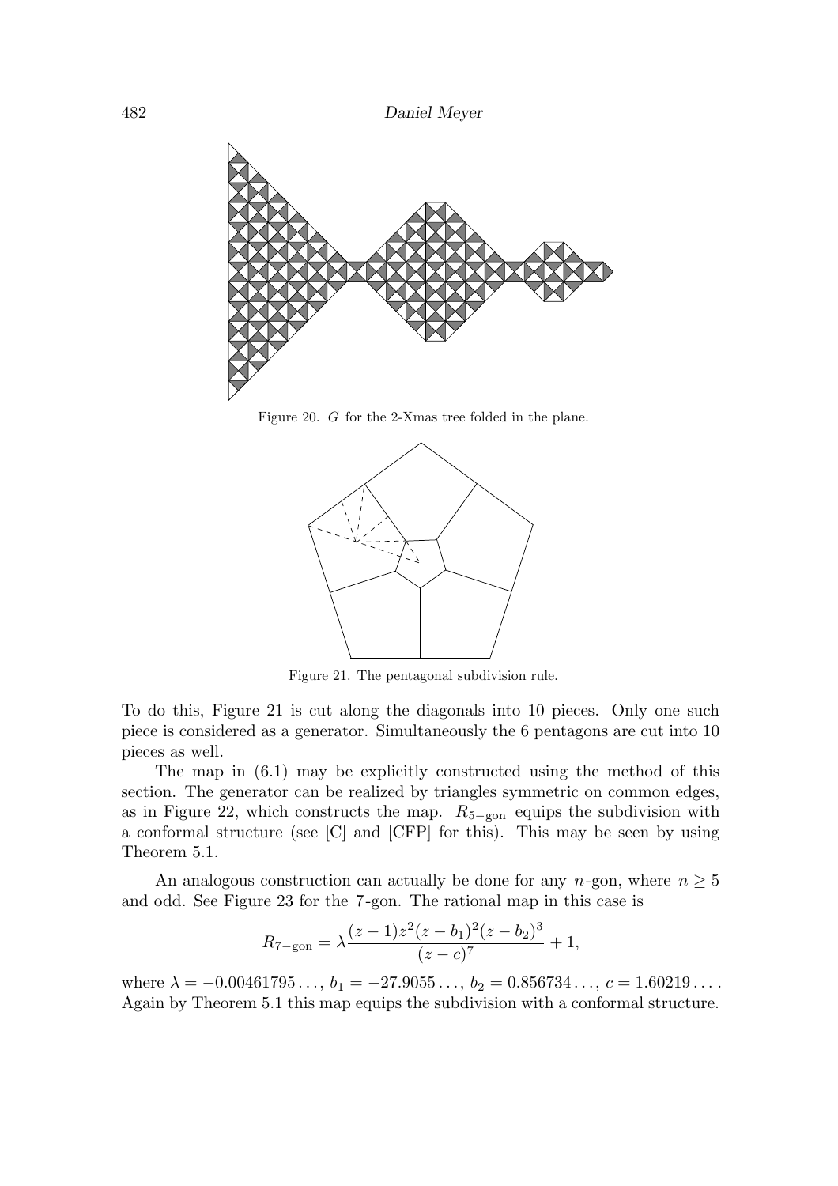Figure 20. $G$ for the 2-Xmas tree folded in the plane.

Figure 21. The pentagonal subdivision rule.

To do this, Figure 21 is cut along the diagonals into 10 pieces. Only one such piece is considered as a generator. Simultaneously the 6 pentagons are cut into 10 pieces as well.

The map in (6.1) may be explicitly constructed using the method of this section. The generator can be realized by triangles symmetric on common edges, as in Figure 22, which constructs the map. $R_{5-\text{gon}}$ equips the subdivision with a conformal structure (see [C] and [CFP] for this). This may be seen by using Theorem 5.1.

An analogous construction can actually be done for any $n$-gon, where $n \geq 5$ and odd. See Figure 23 for the 7-gon. The rational map in this case is

$$R_{7-\text{gon}} = \lambda \frac{(z-1)z^2(z-b_1)^2(z-b_2)^3}{(z-c)^7} + 1,$$

where $\lambda = -0.00461795\ldots$, $b_1 = -27.9055\ldots$, $b_2 = 0.856734\ldots$, $c = 1.60219\ldots$. Again by Theorem 5.1 this map equips the subdivision with a conformal structure.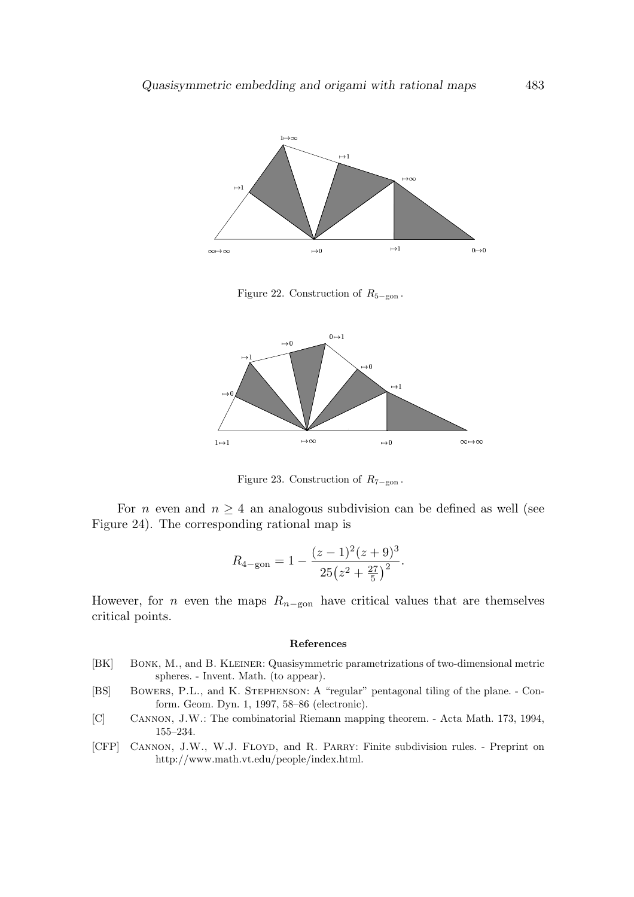Figure 22. Construction of $R_{5-\text{gon}}$.

Figure 23. Construction of $R_{7-\text{gon}}$.

For $n$ even and $n \geq 4$ an analogous subdivision can be defined as well (see Figure 24). The corresponding rational map is

$$R_{4-\text{gon}} = 1 - \frac{(z-1)^2(z+9)^3}{25\left(z^2 + \frac{27}{5}\right)^2}.$$

However, for $n$ even the maps $R_{n-\text{gon}}$ have critical values that are themselves critical points.

## References

[BK] Bonk, M., and B. Kleiner: Quasisymmetric parametrizations of two-dimensional metric spheres. - Invent. Math. (to appear).

[BS] Bowers, P.L., and K. Stephenson: A "regular" pentagonal tiling of the plane. - Conform. Geom. Dyn. 1, 1997, 58–86 (electronic).

[C] Cannon, J.W.: The combinatorial Riemann mapping theorem. - Acta Math. 173, 1994, 155–234.

[CFP] Cannon, J.W., W.J. Floyd, and R. Parry: Finite subdivision rules. - Preprint on http://www.math.vt.edu/people/index.html.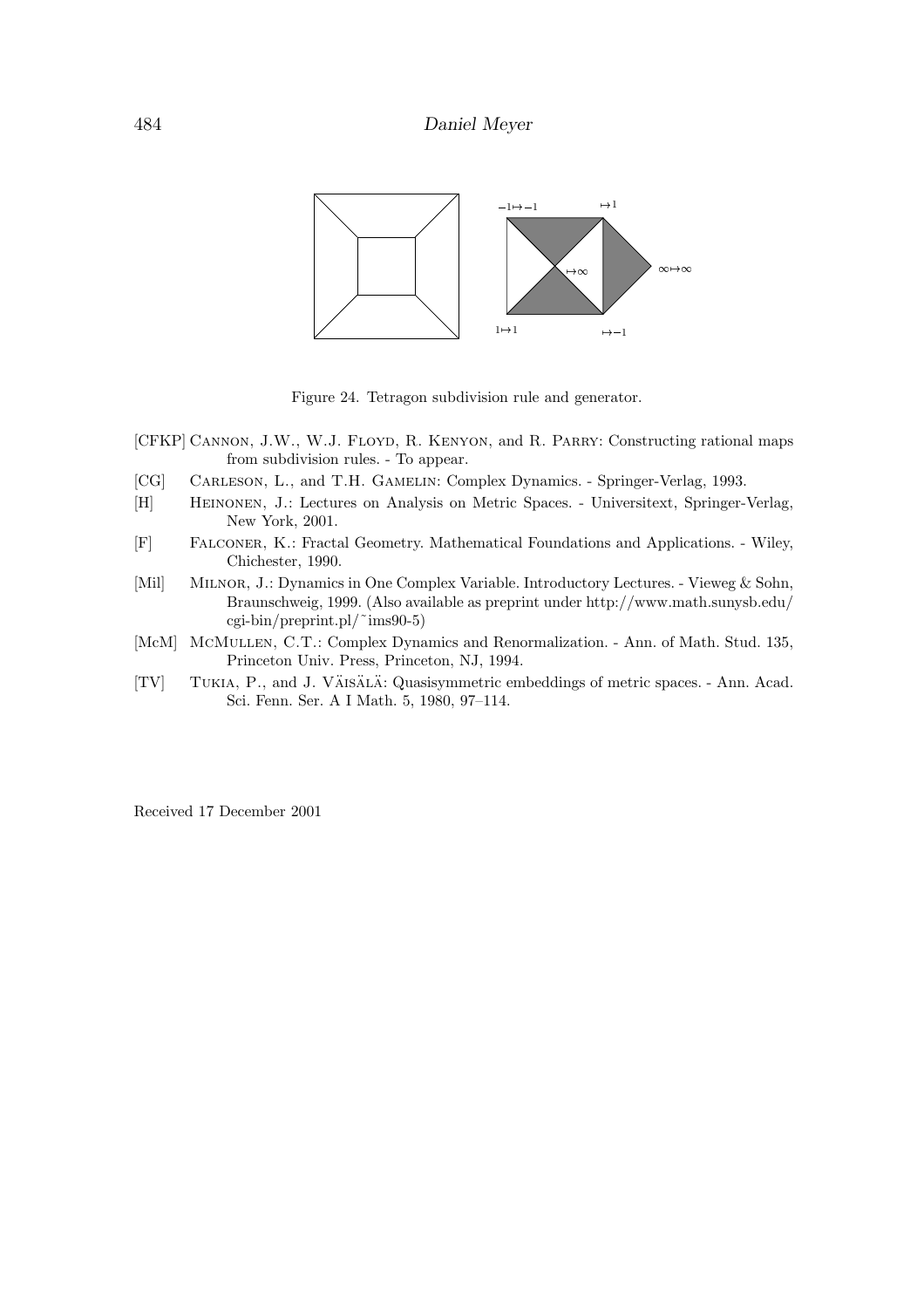$-1 \mapsto -1$

$\mapsto 1$

$\mapsto \infty$

$\infty \mapsto \infty$

$1 \mapsto 1$

$\mapsto -1$

Figure 24. Tetragon subdivision rule and generator.

[CFKP] Cannon, J.W., W.J. Floyd, R. Kenyon, and R. Parry: Constructing rational maps from subdivision rules. - To appear.

[CG] Carleson, L., and T.H. Gamelin: Complex Dynamics. - Springer-Verlag, 1993.

[H] Heinonen, J.: Lectures on Analysis on Metric Spaces. - Universitext, Springer-Verlag, New York, 2001.

[F] Falconer, K.: Fractal Geometry. Mathematical Foundations and Applications. - Wiley, Chichester, 1990.

[Mil] Milnor, J.: Dynamics in One Complex Variable. Introductory Lectures. - Vieweg & Sohn, Braunschweig, 1999. (Also available as preprint under http://www.math.sunysb.edu/cgi-bin/preprint.pl/~ims90-5)

[McM] McMullen, C.T.: Complex Dynamics and Renormalization. - Ann. of Math. Stud. 135, Princeton Univ. Press, Princeton, NJ, 1994.

[TV] Tukia, P., and J. Väisälä: Quasisymmetric embeddings of metric spaces. - Ann. Acad. Sci. Fenn. Ser. A I Math. 5, 1980, 97–114.

Received 17 December 2001